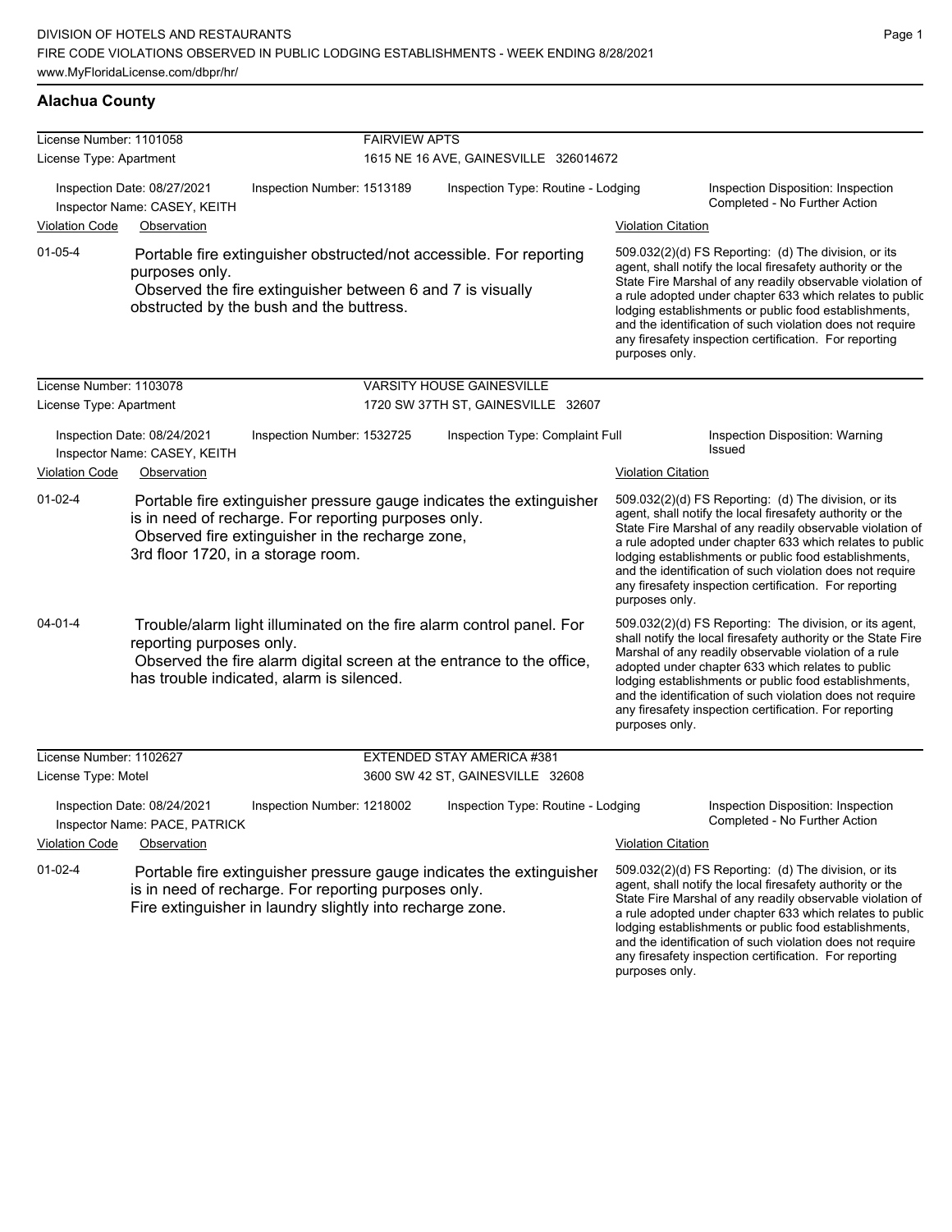DIVISION OF HOTELS AND RESTAURANTS
FIRE CODE VIOLATIONS OBSERVED IN PUBLIC LODGING ESTABLISHMENTS - WEEK ENDING 8/28/2021
www.MyFloridaLicense.com/dbpr/hr/

## Alachua County

License Number: 1101058
License Type: Apartment
FAIRVIEW APTS
1615 NE 16 AVE, GAINESVILLE 326014672

Inspection Date: 08/27/2021
Inspector Name: CASEY, KEITH
Inspection Number: 1513189
Inspection Type: Routine - Lodging
Inspection Disposition: Inspection Completed - No Further Action

| Violation Code | Observation | Violation Citation |
| --- | --- | --- |
| 01-05-4 | Portable fire extinguisher obstructed/not accessible. For reporting purposes only. Observed the fire extinguisher between 6 and 7 is visually obstructed by the bush and the buttress. | 509.032(2)(d) FS Reporting: (d) The division, or its agent, shall notify the local firesafety authority or the State Fire Marshal of any readily observable violation of a rule adopted under chapter 633 which relates to public lodging establishments or public food establishments, and the identification of such violation does not require any firesafety inspection certification. For reporting purposes only. |

License Number: 1103078
License Type: Apartment
VARSITY HOUSE GAINESVILLE
1720 SW 37TH ST, GAINESVILLE 32607

Inspection Date: 08/24/2021
Inspector Name: CASEY, KEITH
Inspection Number: 1532725
Inspection Type: Complaint Full
Inspection Disposition: Warning Issued

| Violation Code | Observation | Violation Citation |
| --- | --- | --- |
| 01-02-4 | Portable fire extinguisher pressure gauge indicates the extinguisher is in need of recharge. For reporting purposes only. Observed fire extinguisher in the recharge zone, 3rd floor 1720, in a storage room. | 509.032(2)(d) FS Reporting: (d) The division, or its agent, shall notify the local firesafety authority or the State Fire Marshal of any readily observable violation of a rule adopted under chapter 633 which relates to public lodging establishments or public food establishments, and the identification of such violation does not require any firesafety inspection certification. For reporting purposes only. |
| 04-01-4 | Trouble/alarm light illuminated on the fire alarm control panel. For reporting purposes only. Observed the fire alarm digital screen at the entrance to the office, has trouble indicated, alarm is silenced. | 509.032(2)(d) FS Reporting: The division, or its agent, shall notify the local firesafety authority or the State Fire Marshal of any readily observable violation of a rule adopted under chapter 633 which relates to public lodging establishments or public food establishments, and the identification of such violation does not require any firesafety inspection certification. For reporting purposes only. |

License Number: 1102627
License Type: Motel
EXTENDED STAY AMERICA #381
3600 SW 42 ST, GAINESVILLE 32608

Inspection Date: 08/24/2021
Inspector Name: PACE, PATRICK
Inspection Number: 1218002
Inspection Type: Routine - Lodging
Inspection Disposition: Inspection Completed - No Further Action

| Violation Code | Observation | Violation Citation |
| --- | --- | --- |
| 01-02-4 | Portable fire extinguisher pressure gauge indicates the extinguisher is in need of recharge. For reporting purposes only. Fire extinguisher in laundry slightly into recharge zone. | 509.032(2)(d) FS Reporting: (d) The division, or its agent, shall notify the local firesafety authority or the State Fire Marshal of any readily observable violation of a rule adopted under chapter 633 which relates to public lodging establishments or public food establishments, and the identification of such violation does not require any firesafety inspection certification. For reporting purposes only. |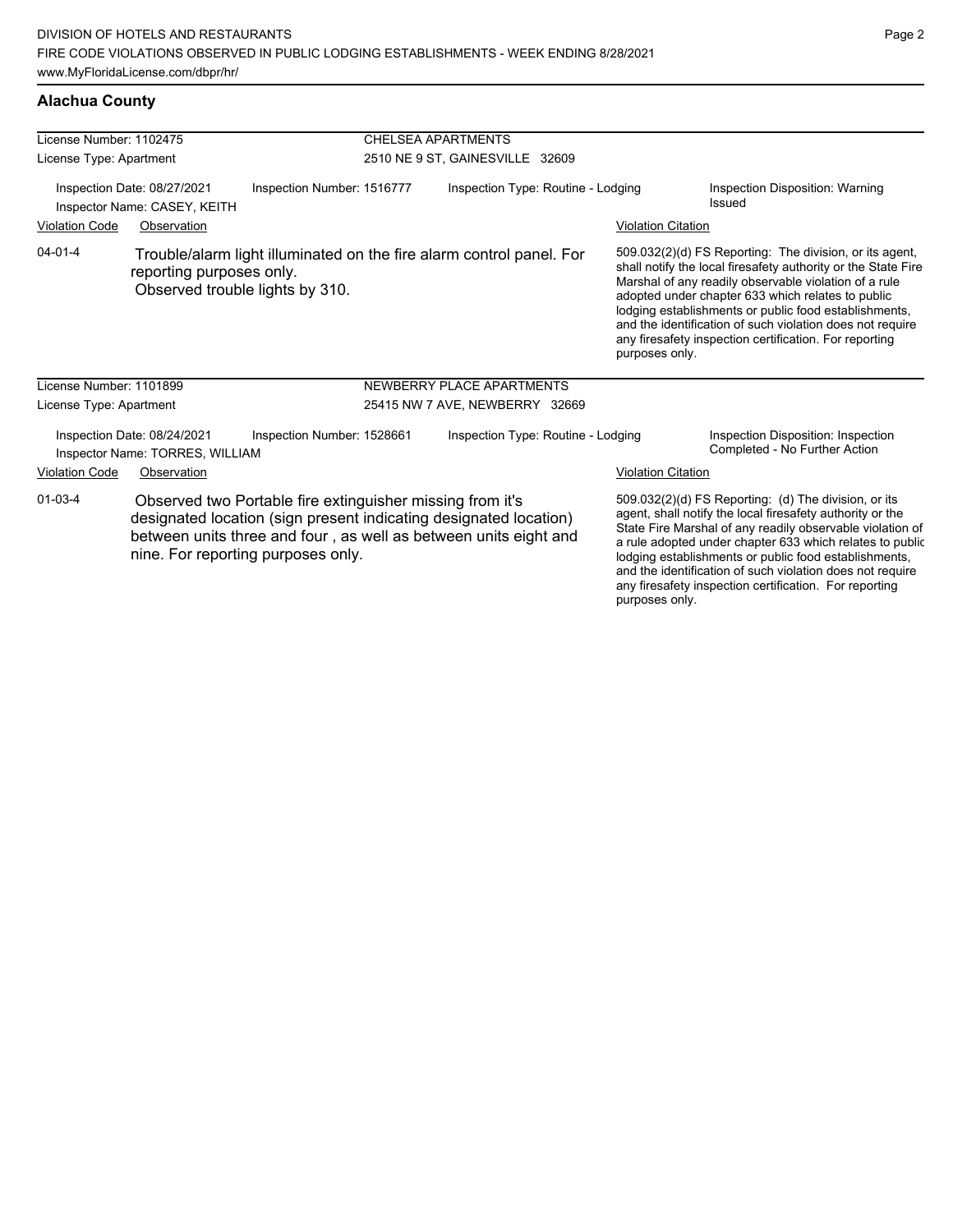## Alachua County

**License Number:** 1102475
**License Type:** Apartment

**CHELSEA APARTMENTS**
2510 NE 9 ST, GAINESVILLE 32609

Inspection Date: 08/27/2021
Inspector Name: CASEY, KEITH
Inspection Number: 1516777
Inspection Type: Routine - Lodging
Inspection Disposition: Warning Issued

| Violation Code | Observation | Violation Citation |
| --- | --- | --- |
| 04-01-4 | Trouble/alarm light illuminated on the fire alarm control panel. For reporting purposes only. Observed trouble lights by 310. | 509.032(2)(d) FS Reporting: The division, or its agent, shall notify the local firesafety authority or the State Fire Marshal of any readily observable violation of a rule adopted under chapter 633 which relates to public lodging establishments or public food establishments, and the identification of such violation does not require any firesafety inspection certification. For reporting purposes only. |

**License Number:** 1101899
**License Type:** Apartment

**NEWBERRY PLACE APARTMENTS**
25415 NW 7 AVE, NEWBERRY 32669

Inspection Date: 08/24/2021
Inspector Name: TORRES, WILLIAM
Inspection Number: 1528661
Inspection Type: Routine - Lodging
Inspection Disposition: Inspection Completed - No Further Action

| Violation Code | Observation | Violation Citation |
| --- | --- | --- |
| 01-03-4 | Observed two Portable fire extinguisher missing from it's designated location (sign present indicating designated location) between units three and four , as well as between units eight and nine. For reporting purposes only. | 509.032(2)(d) FS Reporting: (d) The division, or its agent, shall notify the local firesafety authority or the State Fire Marshal of any readily observable violation of a rule adopted under chapter 633 which relates to public lodging establishments or public food establishments, and the identification of such violation does not require any firesafety inspection certification. For reporting purposes only. |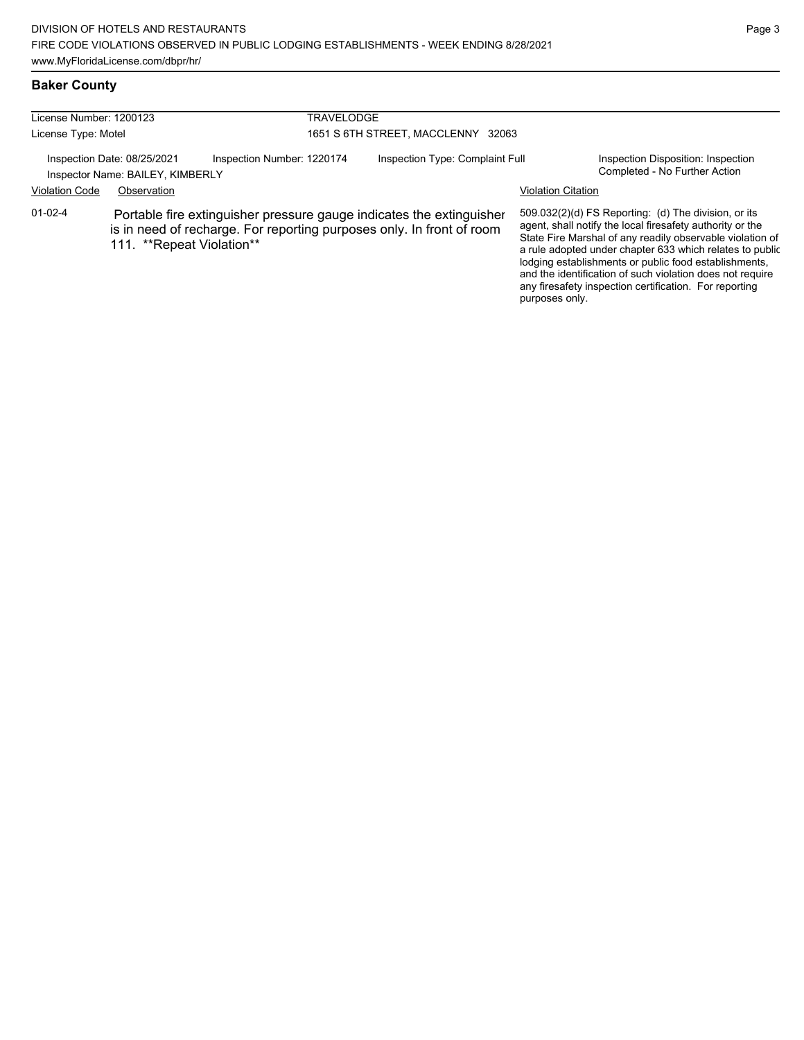## Baker County

License Number: 1200123
License Type: Motel

TRAVELODGE
1651 S 6TH STREET, MACCLENNY 32063

Inspection Date: 08/25/2021
Inspector Name: BAILEY, KIMBERLY
Inspection Number: 1220174
Inspection Type: Complaint Full
Inspection Disposition: Inspection Completed - No Further Action

| Violation Code | Observation | Violation Citation |
| --- | --- | --- |
| 01-02-4 | Portable fire extinguisher pressure gauge indicates the extinguisher is in need of recharge. For reporting purposes only. In front of room 111. **Repeat Violation** | 509.032(2)(d) FS Reporting: (d) The division, or its agent, shall notify the local firesafety authority or the State Fire Marshal of any readily observable violation of a rule adopted under chapter 633 which relates to public lodging establishments or public food establishments, and the identification of such violation does not require any firesafety inspection certification. For reporting purposes only. |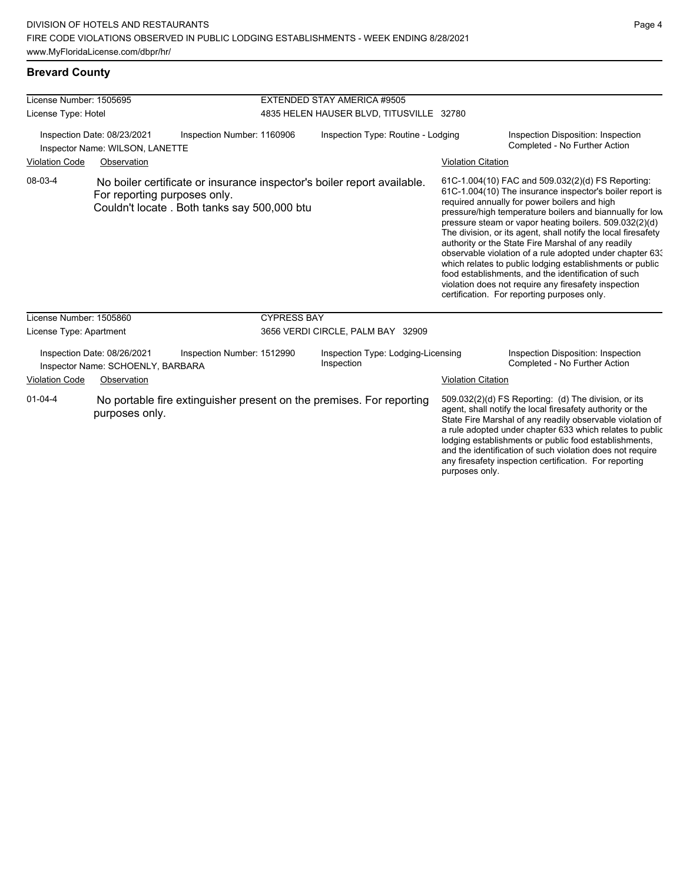## Brevard County

License Number: 1505695
License Type: Hotel

EXTENDED STAY AMERICA #9505
4835 HELEN HAUSER BLVD, TITUSVILLE 32780

Inspection Date: 08/23/2021
Inspector Name: WILSON, LANETTE
Inspection Number: 1160906
Inspection Type: Routine - Lodging
Inspection Disposition: Inspection Completed - No Further Action

| Violation Code | Observation | Violation Citation |
|---|---|---|
| 08-03-4 | No boiler certificate or insurance inspector's boiler report available. For reporting purposes only. Couldn't locate . Both tanks say 500,000 btu | 61C-1.004(10) FAC and 509.032(2)(d) FS Reporting: 61C-1.004(10) The insurance inspector's boiler report is required annually for power boilers and high pressure/high temperature boilers and biannually for low pressure steam or vapor heating boilers. 509.032(2)(d) The division, or its agent, shall notify the local firesafety authority or the State Fire Marshal of any readily observable violation of a rule adopted under chapter 633 which relates to public lodging establishments or public food establishments, and the identification of such violation does not require any firesafety inspection certification. For reporting purposes only. |

License Number: 1505860
License Type: Apartment

CYPRESS BAY
3656 VERDI CIRCLE, PALM BAY 32909

Inspection Date: 08/26/2021
Inspector Name: SCHOENLY, BARBARA
Inspection Number: 1512990
Inspection Type: Lodging-Licensing Inspection
Inspection Disposition: Inspection Completed - No Further Action

| Violation Code | Observation | Violation Citation |
|---|---|---|
| 01-04-4 | No portable fire extinguisher present on the premises. For reporting purposes only. | 509.032(2)(d) FS Reporting: (d) The division, or its agent, shall notify the local firesafety authority or the State Fire Marshal of any readily observable violation of a rule adopted under chapter 633 which relates to public lodging establishments or public food establishments, and the identification of such violation does not require any firesafety inspection certification. For reporting purposes only. |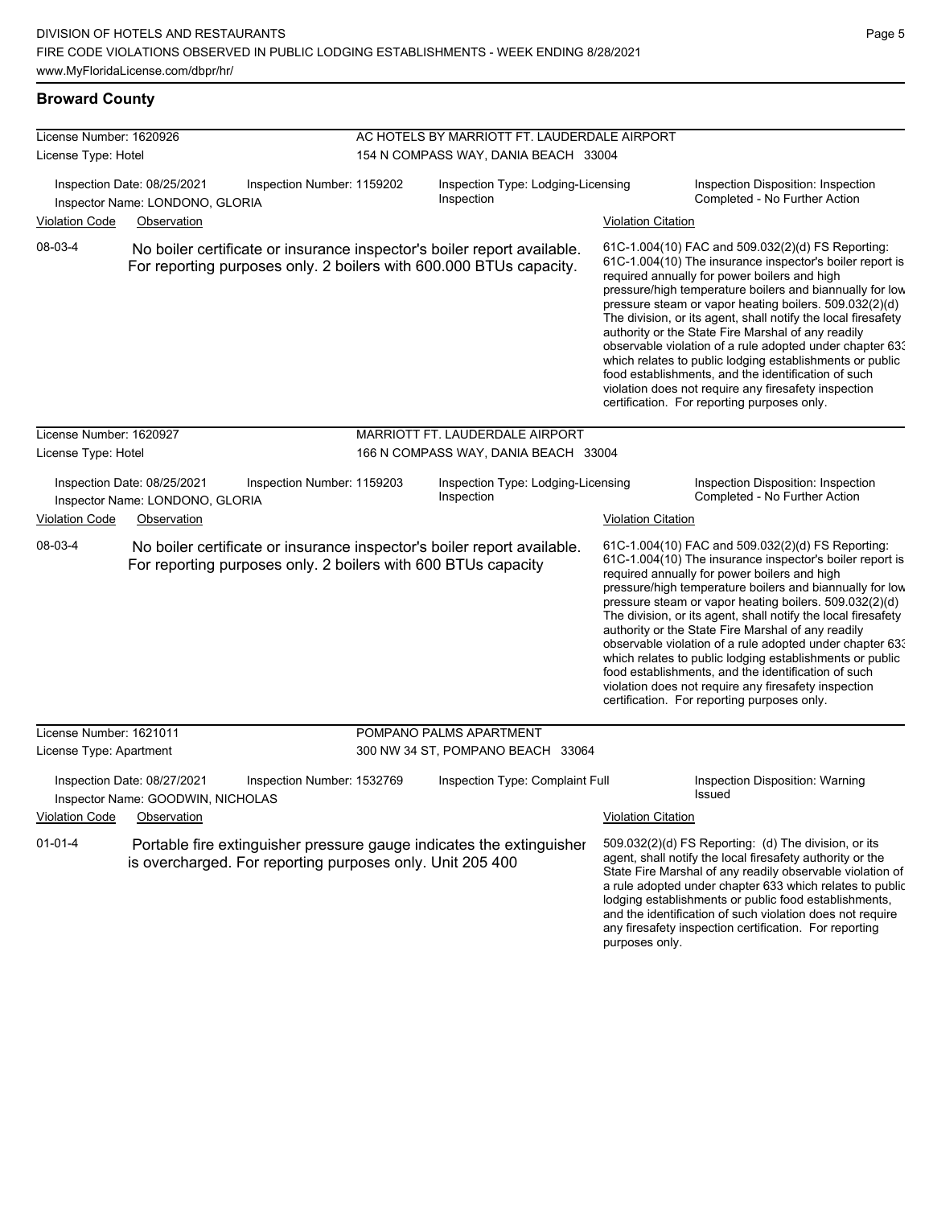## Broward County

**License Number:** 1620926
**License Type:** Hotel

**AC HOTELS BY MARRIOTT FT. LAUDERDALE AIRPORT**
154 N COMPASS WAY, DANIA BEACH 33004

Inspection Date: 08/25/2021
Inspector Name: LONDONO, GLORIA
Inspection Number: 1159202
Inspection Type: Lodging-Licensing Inspection
Inspection Disposition: Inspection Completed - No Further Action

| Violation Code | Observation | Violation Citation |
|---|---|---|
| 08-03-4 | No boiler certificate or insurance inspector's boiler report available. For reporting purposes only. 2 boilers with 600.000 BTUs capacity. | 61C-1.004(10) FAC and 509.032(2)(d) FS Reporting: 61C-1.004(10) The insurance inspector's boiler report is required annually for power boilers and high pressure/high temperature boilers and biannually for low pressure steam or vapor heating boilers. 509.032(2)(d) The division, or its agent, shall notify the local firesafety authority or the State Fire Marshal of any readily observable violation of a rule adopted under chapter 633 which relates to public lodging establishments or public food establishments, and the identification of such violation does not require any firesafety inspection certification. For reporting purposes only. |

**License Number:** 1620927
**License Type:** Hotel

**MARRIOTT FT. LAUDERDALE AIRPORT**
166 N COMPASS WAY, DANIA BEACH 33004

Inspection Date: 08/25/2021
Inspector Name: LONDONO, GLORIA
Inspection Number: 1159203
Inspection Type: Lodging-Licensing Inspection
Inspection Disposition: Inspection Completed - No Further Action

| Violation Code | Observation | Violation Citation |
|---|---|---|
| 08-03-4 | No boiler certificate or insurance inspector's boiler report available. For reporting purposes only. 2 boilers with 600 BTUs capacity | 61C-1.004(10) FAC and 509.032(2)(d) FS Reporting: 61C-1.004(10) The insurance inspector's boiler report is required annually for power boilers and high pressure/high temperature boilers and biannually for low pressure steam or vapor heating boilers. 509.032(2)(d) The division, or its agent, shall notify the local firesafety authority or the State Fire Marshal of any readily observable violation of a rule adopted under chapter 633 which relates to public lodging establishments or public food establishments, and the identification of such violation does not require any firesafety inspection certification. For reporting purposes only. |

**License Number:** 1621011
**License Type:** Apartment

**POMPANO PALMS APARTMENT**
300 NW 34 ST, POMPANO BEACH 33064

Inspection Date: 08/27/2021
Inspector Name: GOODWIN, NICHOLAS
Inspection Number: 1532769
Inspection Type: Complaint Full
Inspection Disposition: Warning Issued

| Violation Code | Observation | Violation Citation |
|---|---|---|
| 01-01-4 | Portable fire extinguisher pressure gauge indicates the extinguisher is overcharged. For reporting purposes only. Unit 205 400 | 509.032(2)(d) FS Reporting: (d) The division, or its agent, shall notify the local firesafety authority or the State Fire Marshal of any readily observable violation of a rule adopted under chapter 633 which relates to public lodging establishments or public food establishments, and the identification of such violation does not require any firesafety inspection certification. For reporting purposes only. |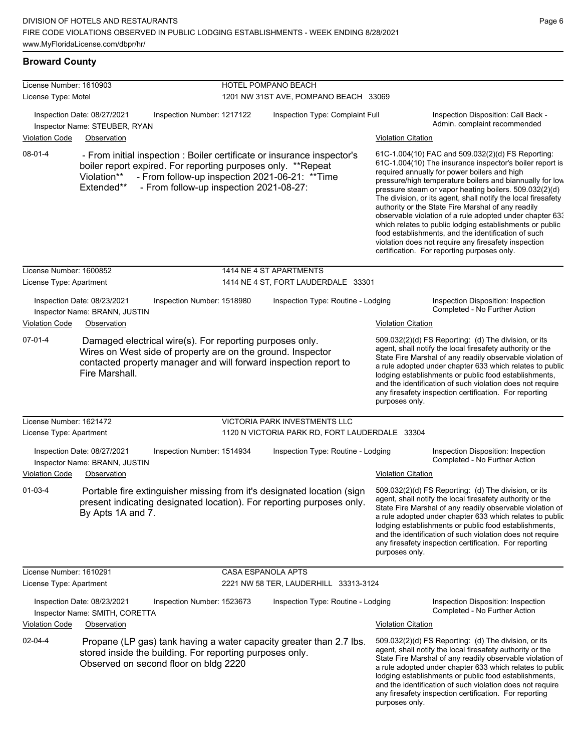## Broward County

**License Number:** 1610903 — HOTEL POMPANO BEACH
**License Type:** Motel — 1201 NW 31ST AVE, POMPANO BEACH 33069

Inspection Date: 08/27/2021 | Inspection Number: 1217122 | Inspection Type: Complaint Full | Inspection Disposition: Call Back - Admin. complaint recommended
Inspector Name: STEUBER, RYAN

| Violation Code | Observation | Violation Citation |
| --- | --- | --- |
| 08-01-4 | - From initial inspection : Boiler certificate or insurance inspector's boiler report expired. For reporting purposes only. **Repeat Violation** - From follow-up inspection 2021-06-21: **Time Extended** - From follow-up inspection 2021-08-27: | 61C-1.004(10) FAC and 509.032(2)(d) FS Reporting: 61C-1.004(10) The insurance inspector's boiler report is required annually for power boilers and high pressure/high temperature boilers and biannually for low pressure steam or vapor heating boilers. 509.032(2)(d) The division, or its agent, shall notify the local firesafety authority or the State Fire Marshal of any readily observable violation of a rule adopted under chapter 633 which relates to public lodging establishments or public food establishments, and the identification of such violation does not require any firesafety inspection certification. For reporting purposes only. |

**License Number:** 1600852 — 1414 NE 4 ST APARTMENTS
**License Type:** Apartment — 1414 NE 4 ST, FORT LAUDERDALE 33301

Inspection Date: 08/23/2021 | Inspection Number: 1518980 | Inspection Type: Routine - Lodging | Inspection Disposition: Inspection Completed - No Further Action
Inspector Name: BRANN, JUSTIN

| Violation Code | Observation | Violation Citation |
| --- | --- | --- |
| 07-01-4 | Damaged electrical wire(s). For reporting purposes only. Wires on West side of property are on the ground. Inspector contacted property manager and will forward inspection report to Fire Marshall. | 509.032(2)(d) FS Reporting: (d) The division, or its agent, shall notify the local firesafety authority or the State Fire Marshal of any readily observable violation of a rule adopted under chapter 633 which relates to public lodging establishments or public food establishments, and the identification of such violation does not require any firesafety inspection certification. For reporting purposes only. |

**License Number:** 1621472 — VICTORIA PARK INVESTMENTS LLC
**License Type:** Apartment — 1120 N VICTORIA PARK RD, FORT LAUDERDALE 33304

Inspection Date: 08/27/2021 | Inspection Number: 1514934 | Inspection Type: Routine - Lodging | Inspection Disposition: Inspection Completed - No Further Action
Inspector Name: BRANN, JUSTIN

| Violation Code | Observation | Violation Citation |
| --- | --- | --- |
| 01-03-4 | Portable fire extinguisher missing from it's designated location (sign present indicating designated location). For reporting purposes only. By Apts 1A and 7. | 509.032(2)(d) FS Reporting: (d) The division, or its agent, shall notify the local firesafety authority or the State Fire Marshal of any readily observable violation of a rule adopted under chapter 633 which relates to public lodging establishments or public food establishments, and the identification of such violation does not require any firesafety inspection certification. For reporting purposes only. |

**License Number:** 1610291 — CASA ESPANOLA APTS
**License Type:** Apartment — 2221 NW 58 TER, LAUDERHILL 33313-3124

Inspection Date: 08/23/2021 | Inspection Number: 1523673 | Inspection Type: Routine - Lodging | Inspection Disposition: Inspection Completed - No Further Action
Inspector Name: SMITH, CORETTA

| Violation Code | Observation | Violation Citation |
| --- | --- | --- |
| 02-04-4 | Propane (LP gas) tank having a water capacity greater than 2.7 lbs. stored inside the building. For reporting purposes only. Observed on second floor on bldg 2220 | 509.032(2)(d) FS Reporting: (d) The division, or its agent, shall notify the local firesafety authority or the State Fire Marshal of any readily observable violation of a rule adopted under chapter 633 which relates to public lodging establishments or public food establishments, and the identification of such violation does not require any firesafety inspection certification. For reporting purposes only. |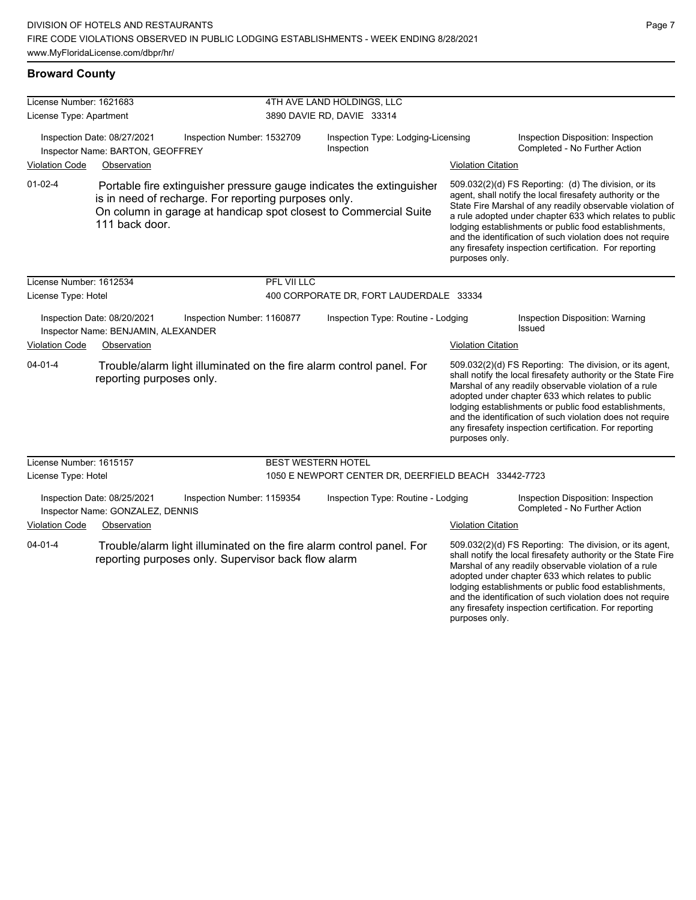## Broward County

| | | | |
|---|---|---|---|
| License Number: 1621683 | | 4TH AVE LAND HOLDINGS, LLC | |
| License Type: Apartment | | 3890 DAVIE RD, DAVIE 33314 | |
| Inspection Date: 08/27/2021<br>Inspector Name: BARTON, GEOFFREY | Inspection Number: 1532709 | Inspection Type: Lodging-Licensing Inspection | Inspection Disposition: Inspection Completed - No Further Action |
| **Violation Code** | **Observation** | | **Violation Citation** |
| 01-02-4 | Portable fire extinguisher pressure gauge indicates the extinguisher is in need of recharge. For reporting purposes only.<br>On column in garage at handicap spot closest to Commercial Suite 111 back door. | | 509.032(2)(d) FS Reporting: (d) The division, or its agent, shall notify the local firesafety authority or the State Fire Marshal of any readily observable violation of a rule adopted under chapter 633 which relates to public lodging establishments or public food establishments, and the identification of such violation does not require any firesafety inspection certification. For reporting purposes only. |

| | | | |
|---|---|---|---|
| License Number: 1612534 | | PFL VII LLC | |
| License Type: Hotel | | 400 CORPORATE DR, FORT LAUDERDALE 33334 | |
| Inspection Date: 08/20/2021<br>Inspector Name: BENJAMIN, ALEXANDER | Inspection Number: 1160877 | Inspection Type: Routine - Lodging | Inspection Disposition: Warning Issued |
| **Violation Code** | **Observation** | | **Violation Citation** |
| 04-01-4 | Trouble/alarm light illuminated on the fire alarm control panel. For reporting purposes only. | | 509.032(2)(d) FS Reporting: The division, or its agent, shall notify the local firesafety authority or the State Fire Marshal of any readily observable violation of a rule adopted under chapter 633 which relates to public lodging establishments or public food establishments, and the identification of such violation does not require any firesafety inspection certification. For reporting purposes only. |

| | | | |
|---|---|---|---|
| License Number: 1615157 | | BEST WESTERN HOTEL | |
| License Type: Hotel | | 1050 E NEWPORT CENTER DR, DEERFIELD BEACH 33442-7723 | |
| Inspection Date: 08/25/2021<br>Inspector Name: GONZALEZ, DENNIS | Inspection Number: 1159354 | Inspection Type: Routine - Lodging | Inspection Disposition: Inspection Completed - No Further Action |
| **Violation Code** | **Observation** | | **Violation Citation** |
| 04-01-4 | Trouble/alarm light illuminated on the fire alarm control panel. For reporting purposes only. Supervisor back flow alarm | | 509.032(2)(d) FS Reporting: The division, or its agent, shall notify the local firesafety authority or the State Fire Marshal of any readily observable violation of a rule adopted under chapter 633 which relates to public lodging establishments or public food establishments, and the identification of such violation does not require any firesafety inspection certification. For reporting purposes only. |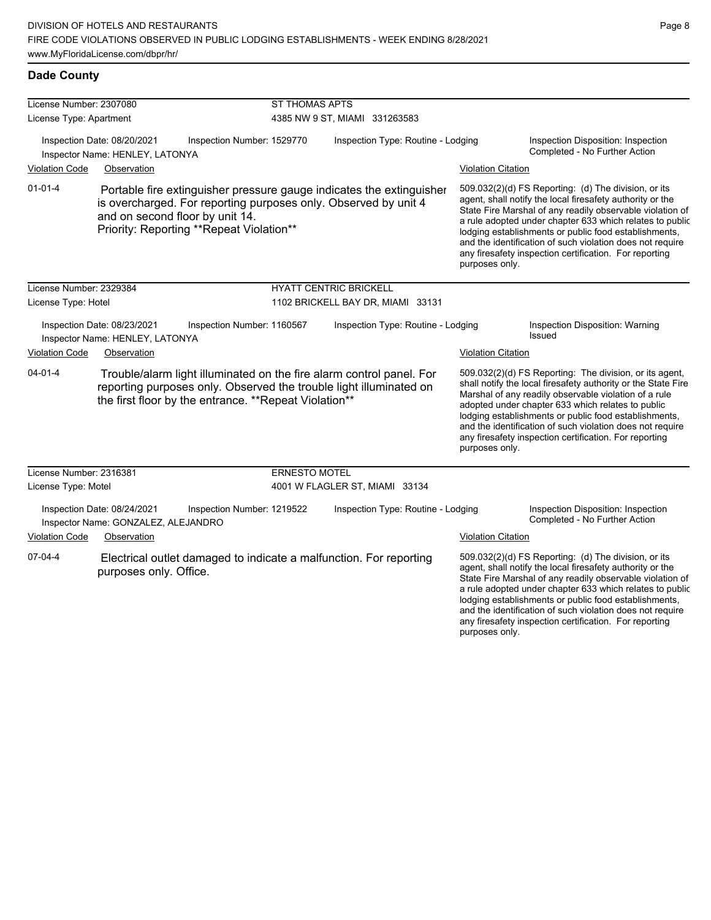## Dade County

| | | | |
|---|---|---|---|
| License Number: 2307080 | ST THOMAS APTS | | |
| License Type: Apartment | 4385 NW 9 ST, MIAMI 331263583 | | |
| Inspection Date: 08/20/2021 Inspector Name: HENLEY, LATONYA | Inspection Number: 1529770 | Inspection Type: Routine - Lodging | Inspection Disposition: Inspection Completed - No Further Action |

| Violation Code | Observation | Violation Citation |
|---|---|---|
| 01-01-4 | Portable fire extinguisher pressure gauge indicates the extinguisher is overcharged. For reporting purposes only. Observed by unit 4 and on second floor by unit 14. Priority: Reporting **Repeat Violation** | 509.032(2)(d) FS Reporting: (d) The division, or its agent, shall notify the local firesafety authority or the State Fire Marshal of any readily observable violation of a rule adopted under chapter 633 which relates to public lodging establishments or public food establishments, and the identification of such violation does not require any firesafety inspection certification. For reporting purposes only. |

| | | | |
|---|---|---|---|
| License Number: 2329384 | HYATT CENTRIC BRICKELL | | |
| License Type: Hotel | 1102 BRICKELL BAY DR, MIAMI 33131 | | |
| Inspection Date: 08/23/2021 Inspector Name: HENLEY, LATONYA | Inspection Number: 1160567 | Inspection Type: Routine - Lodging | Inspection Disposition: Warning Issued |

| Violation Code | Observation | Violation Citation |
|---|---|---|
| 04-01-4 | Trouble/alarm light illuminated on the fire alarm control panel. For reporting purposes only. Observed the trouble light illuminated on the first floor by the entrance. **Repeat Violation** | 509.032(2)(d) FS Reporting: The division, or its agent, shall notify the local firesafety authority or the State Fire Marshal of any readily observable violation of a rule adopted under chapter 633 which relates to public lodging establishments or public food establishments, and the identification of such violation does not require any firesafety inspection certification. For reporting purposes only. |

| | | | |
|---|---|---|---|
| License Number: 2316381 | ERNESTO MOTEL | | |
| License Type: Motel | 4001 W FLAGLER ST, MIAMI 33134 | | |
| Inspection Date: 08/24/2021 Inspector Name: GONZALEZ, ALEJANDRO | Inspection Number: 1219522 | Inspection Type: Routine - Lodging | Inspection Disposition: Inspection Completed - No Further Action |

| Violation Code | Observation | Violation Citation |
|---|---|---|
| 07-04-4 | Electrical outlet damaged to indicate a malfunction. For reporting purposes only. Office. | 509.032(2)(d) FS Reporting: (d) The division, or its agent, shall notify the local firesafety authority or the State Fire Marshal of any readily observable violation of a rule adopted under chapter 633 which relates to public lodging establishments or public food establishments, and the identification of such violation does not require any firesafety inspection certification. For reporting purposes only. |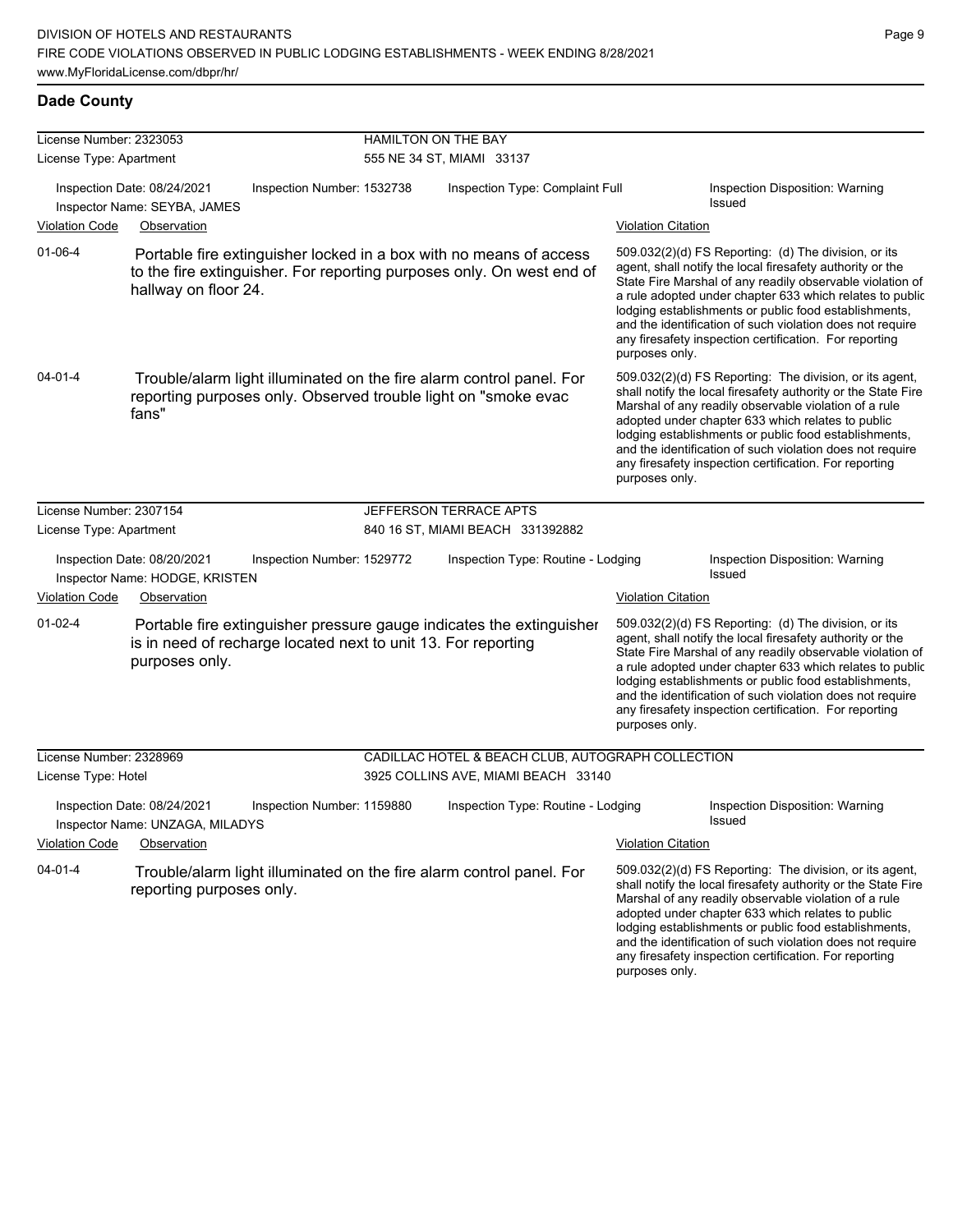## Dade County

**License Number:** 2323053 — **HAMILTON ON THE BAY**
**License Type:** Apartment — 555 NE 34 ST, MIAMI 33137

Inspection Date: 08/24/2021 | Inspection Number: 1532738 | Inspection Type: Complaint Full | Inspection Disposition: Warning Issued
Inspector Name: SEYBA, JAMES

| Violation Code | Observation | Violation Citation |
| --- | --- | --- |
| 01-06-4 | Portable fire extinguisher locked in a box with no means of access to the fire extinguisher. For reporting purposes only. On west end of hallway on floor 24. | 509.032(2)(d) FS Reporting: (d) The division, or its agent, shall notify the local firesafety authority or the State Fire Marshal of any readily observable violation of a rule adopted under chapter 633 which relates to public lodging establishments or public food establishments, and the identification of such violation does not require any firesafety inspection certification. For reporting purposes only. |
| 04-01-4 | Trouble/alarm light illuminated on the fire alarm control panel. For reporting purposes only. Observed trouble light on "smoke evac fans" | 509.032(2)(d) FS Reporting: The division, or its agent, shall notify the local firesafety authority or the State Fire Marshal of any readily observable violation of a rule adopted under chapter 633 which relates to public lodging establishments or public food establishments, and the identification of such violation does not require any firesafety inspection certification. For reporting purposes only. |

**License Number:** 2307154 — **JEFFERSON TERRACE APTS**
**License Type:** Apartment — 840 16 ST, MIAMI BEACH 331392882

Inspection Date: 08/20/2021 | Inspection Number: 1529772 | Inspection Type: Routine - Lodging | Inspection Disposition: Warning Issued
Inspector Name: HODGE, KRISTEN

| Violation Code | Observation | Violation Citation |
| --- | --- | --- |
| 01-02-4 | Portable fire extinguisher pressure gauge indicates the extinguisher is in need of recharge located next to unit 13. For reporting purposes only. | 509.032(2)(d) FS Reporting: (d) The division, or its agent, shall notify the local firesafety authority or the State Fire Marshal of any readily observable violation of a rule adopted under chapter 633 which relates to public lodging establishments or public food establishments, and the identification of such violation does not require any firesafety inspection certification. For reporting purposes only. |

**License Number:** 2328969 — **CADILLAC HOTEL & BEACH CLUB, AUTOGRAPH COLLECTION**
**License Type:** Hotel — 3925 COLLINS AVE, MIAMI BEACH 33140

Inspection Date: 08/24/2021 | Inspection Number: 1159880 | Inspection Type: Routine - Lodging | Inspection Disposition: Warning Issued
Inspector Name: UNZAGA, MILADYS

| Violation Code | Observation | Violation Citation |
| --- | --- | --- |
| 04-01-4 | Trouble/alarm light illuminated on the fire alarm control panel. For reporting purposes only. | 509.032(2)(d) FS Reporting: The division, or its agent, shall notify the local firesafety authority or the State Fire Marshal of any readily observable violation of a rule adopted under chapter 633 which relates to public lodging establishments or public food establishments, and the identification of such violation does not require any firesafety inspection certification. For reporting purposes only. |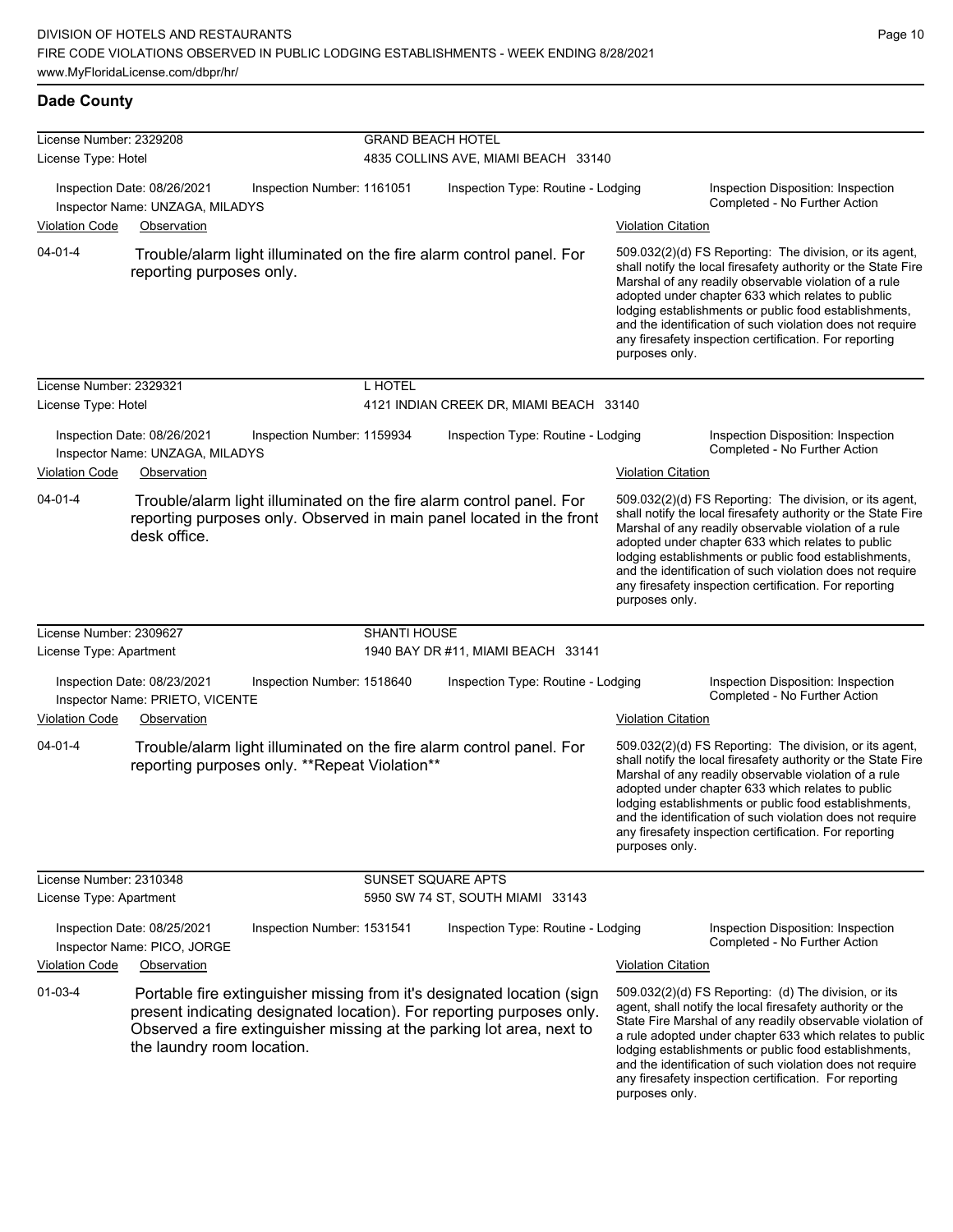## Dade County

**License Number:** 2329208
**License Type:** Hotel
**GRAND BEACH HOTEL**
4835 COLLINS AVE, MIAMI BEACH 33140

Inspection Date: 08/26/2021 | Inspection Number: 1161051 | Inspection Type: Routine - Lodging | Inspection Disposition: Inspection Completed - No Further Action
Inspector Name: UNZAGA, MILADYS

| Violation Code | Observation | Violation Citation |
|---|---|---|
| 04-01-4 | Trouble/alarm light illuminated on the fire alarm control panel. For reporting purposes only. | 509.032(2)(d) FS Reporting: The division, or its agent, shall notify the local firesafety authority or the State Fire Marshal of any readily observable violation of a rule adopted under chapter 633 which relates to public lodging establishments or public food establishments, and the identification of such violation does not require any firesafety inspection certification. For reporting purposes only. |

**License Number:** 2329321
**License Type:** Hotel
**L HOTEL**
4121 INDIAN CREEK DR, MIAMI BEACH 33140

Inspection Date: 08/26/2021 | Inspection Number: 1159934 | Inspection Type: Routine - Lodging | Inspection Disposition: Inspection Completed - No Further Action
Inspector Name: UNZAGA, MILADYS

| Violation Code | Observation | Violation Citation |
|---|---|---|
| 04-01-4 | Trouble/alarm light illuminated on the fire alarm control panel. For reporting purposes only. Observed in main panel located in the front desk office. | 509.032(2)(d) FS Reporting: The division, or its agent, shall notify the local firesafety authority or the State Fire Marshal of any readily observable violation of a rule adopted under chapter 633 which relates to public lodging establishments or public food establishments, and the identification of such violation does not require any firesafety inspection certification. For reporting purposes only. |

**License Number:** 2309627
**License Type:** Apartment
**SHANTI HOUSE**
1940 BAY DR #11, MIAMI BEACH 33141

Inspection Date: 08/23/2021 | Inspection Number: 1518640 | Inspection Type: Routine - Lodging | Inspection Disposition: Inspection Completed - No Further Action
Inspector Name: PRIETO, VICENTE

| Violation Code | Observation | Violation Citation |
|---|---|---|
| 04-01-4 | Trouble/alarm light illuminated on the fire alarm control panel. For reporting purposes only. **Repeat Violation** | 509.032(2)(d) FS Reporting: The division, or its agent, shall notify the local firesafety authority or the State Fire Marshal of any readily observable violation of a rule adopted under chapter 633 which relates to public lodging establishments or public food establishments, and the identification of such violation does not require any firesafety inspection certification. For reporting purposes only. |

**License Number:** 2310348
**License Type:** Apartment
**SUNSET SQUARE APTS**
5950 SW 74 ST, SOUTH MIAMI 33143

Inspection Date: 08/25/2021 | Inspection Number: 1531541 | Inspection Type: Routine - Lodging | Inspection Disposition: Inspection Completed - No Further Action
Inspector Name: PICO, JORGE

| Violation Code | Observation | Violation Citation |
|---|---|---|
| 01-03-4 | Portable fire extinguisher missing from it's designated location (sign present indicating designated location). For reporting purposes only. Observed a fire extinguisher missing at the parking lot area, next to the laundry room location. | 509.032(2)(d) FS Reporting: (d) The division, or its agent, shall notify the local firesafety authority or the State Fire Marshal of any readily observable violation of a rule adopted under chapter 633 which relates to public lodging establishments or public food establishments, and the identification of such violation does not require any firesafety inspection certification. For reporting purposes only. |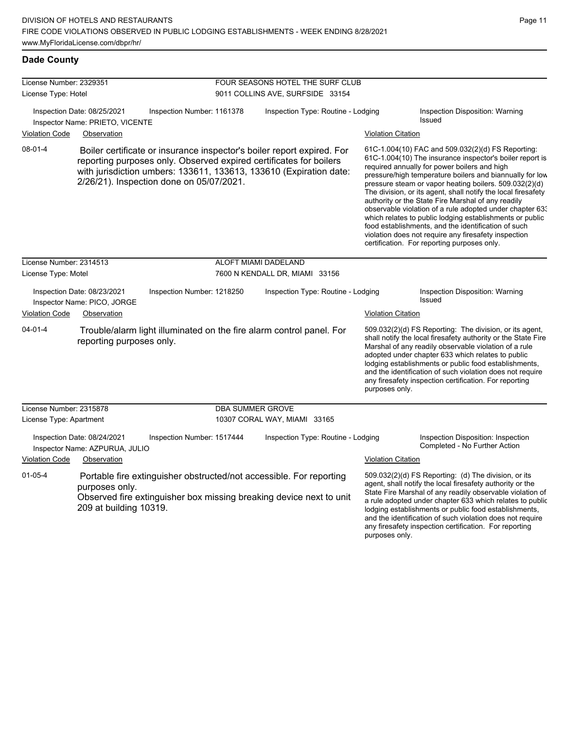## Dade County

**License Number:** 2329351
**License Type:** Hotel

**FOUR SEASONS HOTEL THE SURF CLUB**
9011 COLLINS AVE, SURFSIDE 33154

Inspection Date: 08/25/2021
Inspector Name: PRIETO, VICENTE
Inspection Number: 1161378
Inspection Type: Routine - Lodging
Inspection Disposition: Warning Issued

| Violation Code | Observation | Violation Citation |
|---|---|---|
| 08-01-4 | Boiler certificate or insurance inspector's boiler report expired. For reporting purposes only. Observed expired certificates for boilers with jurisdiction umbers: 133611, 133613, 133610 (Expiration date: 2/26/21). Inspection done on 05/07/2021. | 61C-1.004(10) FAC and 509.032(2)(d) FS Reporting: 61C-1.004(10) The insurance inspector's boiler report is required annually for power boilers and high pressure/high temperature boilers and biannually for low pressure steam or vapor heating boilers. 509.032(2)(d) The division, or its agent, shall notify the local firesafety authority or the State Fire Marshal of any readily observable violation of a rule adopted under chapter 633 which relates to public lodging establishments or public food establishments, and the identification of such violation does not require any firesafety inspection certification. For reporting purposes only. |

**License Number:** 2314513
**License Type:** Motel

**ALOFT MIAMI DADELAND**
7600 N KENDALL DR, MIAMI 33156

Inspection Date: 08/23/2021
Inspector Name: PICO, JORGE
Inspection Number: 1218250
Inspection Type: Routine - Lodging
Inspection Disposition: Warning Issued

| Violation Code | Observation | Violation Citation |
|---|---|---|
| 04-01-4 | Trouble/alarm light illuminated on the fire alarm control panel. For reporting purposes only. | 509.032(2)(d) FS Reporting: The division, or its agent, shall notify the local firesafety authority or the State Fire Marshal of any readily observable violation of a rule adopted under chapter 633 which relates to public lodging establishments or public food establishments, and the identification of such violation does not require any firesafety inspection certification. For reporting purposes only. |

**License Number:** 2315878
**License Type:** Apartment

**DBA SUMMER GROVE**
10307 CORAL WAY, MIAMI 33165

Inspection Date: 08/24/2021
Inspector Name: AZPURUA, JULIO
Inspection Number: 1517444
Inspection Type: Routine - Lodging
Inspection Disposition: Inspection Completed - No Further Action

| Violation Code | Observation | Violation Citation |
|---|---|---|
| 01-05-4 | Portable fire extinguisher obstructed/not accessible. For reporting purposes only. Observed fire extinguisher box missing breaking device next to unit 209 at building 10319. | 509.032(2)(d) FS Reporting: (d) The division, or its agent, shall notify the local firesafety authority or the State Fire Marshal of any readily observable violation of a rule adopted under chapter 633 which relates to public lodging establishments or public food establishments, and the identification of such violation does not require any firesafety inspection certification. For reporting purposes only. |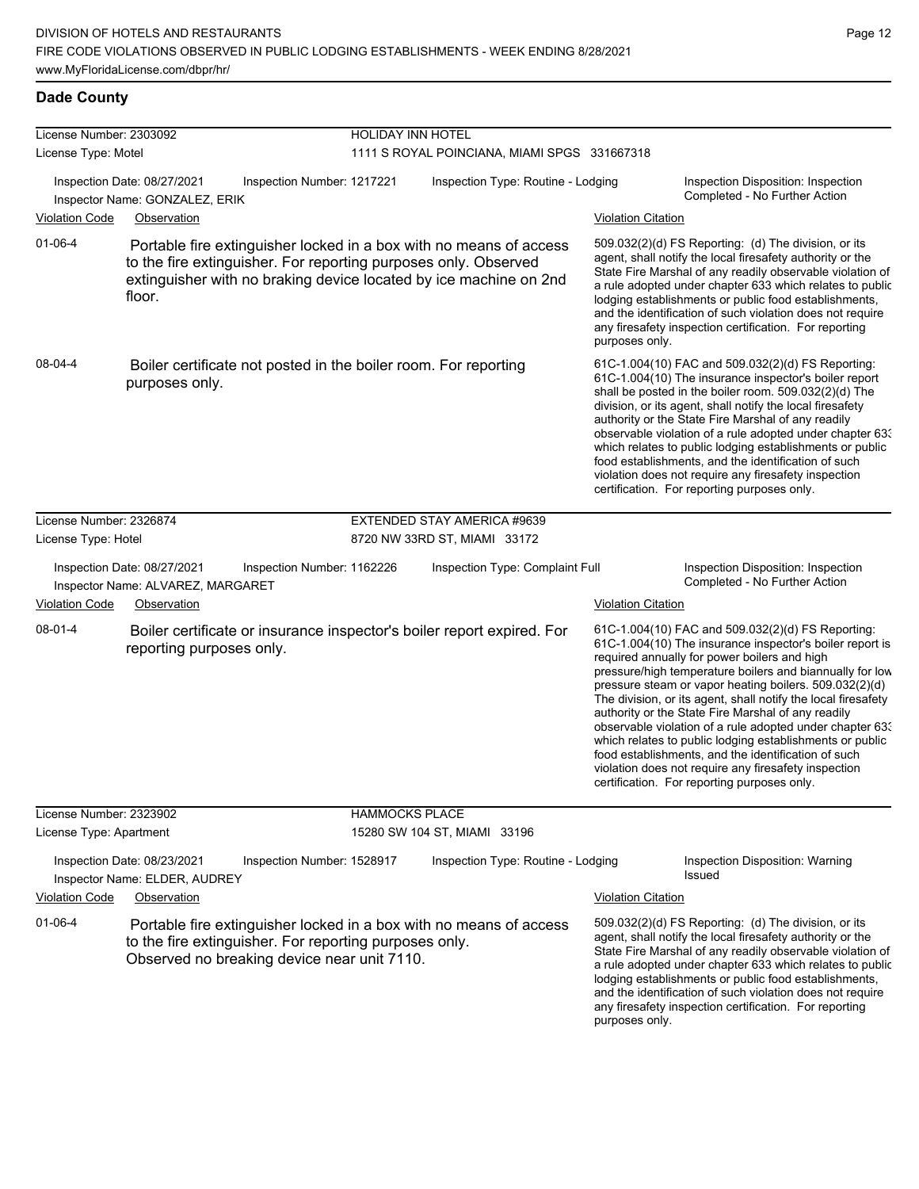## Dade County

**License Number:** 2303092 — **HOLIDAY INN HOTEL**
**License Type:** Motel — 1111 S ROYAL POINCIANA, MIAMI SPGS 331667318

Inspection Date: 08/27/2021 | Inspection Number: 1217221 | Inspection Type: Routine - Lodging | Inspection Disposition: Inspection Completed - No Further Action
Inspector Name: GONZALEZ, ERIK

| Violation Code | Observation | Violation Citation |
|---|---|---|
| 01-06-4 | Portable fire extinguisher locked in a box with no means of access to the fire extinguisher. For reporting purposes only. Observed extinguisher with no braking device located by ice machine on 2nd floor. | 509.032(2)(d) FS Reporting: (d) The division, or its agent, shall notify the local firesafety authority or the State Fire Marshal of any readily observable violation of a rule adopted under chapter 633 which relates to public lodging establishments or public food establishments, and the identification of such violation does not require any firesafety inspection certification. For reporting purposes only. |
| 08-04-4 | Boiler certificate not posted in the boiler room. For reporting purposes only. | 61C-1.004(10) FAC and 509.032(2)(d) FS Reporting: 61C-1.004(10) The insurance inspector's boiler report shall be posted in the boiler room. 509.032(2)(d) The division, or its agent, shall notify the local firesafety authority or the State Fire Marshal of any readily observable violation of a rule adopted under chapter 633 which relates to public lodging establishments or public food establishments, and the identification of such violation does not require any firesafety inspection certification. For reporting purposes only. |

**License Number:** 2326874 — **EXTENDED STAY AMERICA #9639**
**License Type:** Hotel — 8720 NW 33RD ST, MIAMI 33172

Inspection Date: 08/27/2021 | Inspection Number: 1162226 | Inspection Type: Complaint Full | Inspection Disposition: Inspection Completed - No Further Action
Inspector Name: ALVAREZ, MARGARET

| Violation Code | Observation | Violation Citation |
|---|---|---|
| 08-01-4 | Boiler certificate or insurance inspector's boiler report expired. For reporting purposes only. | 61C-1.004(10) FAC and 509.032(2)(d) FS Reporting: 61C-1.004(10) The insurance inspector's boiler report is required annually for power boilers and high pressure/high temperature boilers and biannually for low pressure steam or vapor heating boilers. 509.032(2)(d) The division, or its agent, shall notify the local firesafety authority or the State Fire Marshal of any readily observable violation of a rule adopted under chapter 633 which relates to public lodging establishments or public food establishments, and the identification of such violation does not require any firesafety inspection certification. For reporting purposes only. |

**License Number:** 2323902 — **HAMMOCKS PLACE**
**License Type:** Apartment — 15280 SW 104 ST, MIAMI 33196

Inspection Date: 08/23/2021 | Inspection Number: 1528917 | Inspection Type: Routine - Lodging | Inspection Disposition: Warning Issued
Inspector Name: ELDER, AUDREY

| Violation Code | Observation | Violation Citation |
|---|---|---|
| 01-06-4 | Portable fire extinguisher locked in a box with no means of access to the fire extinguisher. For reporting purposes only. Observed no breaking device near unit 7110. | 509.032(2)(d) FS Reporting: (d) The division, or its agent, shall notify the local firesafety authority or the State Fire Marshal of any readily observable violation of a rule adopted under chapter 633 which relates to public lodging establishments or public food establishments, and the identification of such violation does not require any firesafety inspection certification. For reporting purposes only. |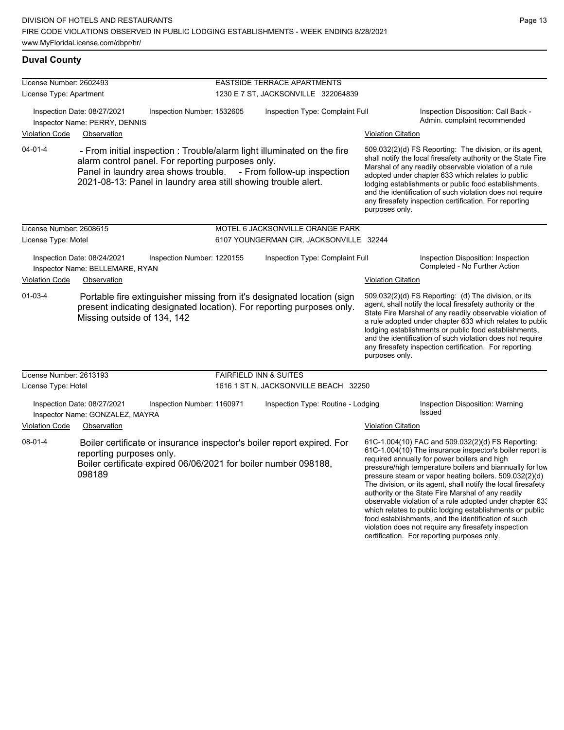## Duval County

**License Number:** 2602493 — **EASTSIDE TERRACE APARTMENTS**
**License Type:** Apartment — 1230 E 7 ST, JACKSONVILLE 322064839

Inspection Date: 08/27/2021 | Inspection Number: 1532605 | Inspection Type: Complaint Full | Inspection Disposition: Call Back - Admin. complaint recommended
Inspector Name: PERRY, DENNIS

| Violation Code | Observation | Violation Citation |
| --- | --- | --- |
| 04-01-4 | - From initial inspection : Trouble/alarm light illuminated on the fire alarm control panel. For reporting purposes only. Panel in laundry area shows trouble. - From follow-up inspection 2021-08-13: Panel in laundry area still showing trouble alert. | 509.032(2)(d) FS Reporting: The division, or its agent, shall notify the local firesafety authority or the State Fire Marshal of any readily observable violation of a rule adopted under chapter 633 which relates to public lodging establishments or public food establishments, and the identification of such violation does not require any firesafety inspection certification. For reporting purposes only. |

**License Number:** 2608615 — **MOTEL 6 JACKSONVILLE ORANGE PARK**
**License Type:** Motel — 6107 YOUNGERMAN CIR, JACKSONVILLE 32244

Inspection Date: 08/24/2021 | Inspection Number: 1220155 | Inspection Type: Complaint Full | Inspection Disposition: Inspection Completed - No Further Action
Inspector Name: BELLEMARE, RYAN

| Violation Code | Observation | Violation Citation |
| --- | --- | --- |
| 01-03-4 | Portable fire extinguisher missing from it's designated location (sign present indicating designated location). For reporting purposes only. Missing outside of 134, 142 | 509.032(2)(d) FS Reporting: (d) The division, or its agent, shall notify the local firesafety authority or the State Fire Marshal of any readily observable violation of a rule adopted under chapter 633 which relates to public lodging establishments or public food establishments, and the identification of such violation does not require any firesafety inspection certification. For reporting purposes only. |

**License Number:** 2613193 — **FAIRFIELD INN & SUITES**
**License Type:** Hotel — 1616 1 ST N, JACKSONVILLE BEACH 32250

Inspection Date: 08/27/2021 | Inspection Number: 1160971 | Inspection Type: Routine - Lodging | Inspection Disposition: Warning Issued
Inspector Name: GONZALEZ, MAYRA

| Violation Code | Observation | Violation Citation |
| --- | --- | --- |
| 08-01-4 | Boiler certificate or insurance inspector's boiler report expired. For reporting purposes only. Boiler certificate expired 06/06/2021 for boiler number 098188, 098189 | 61C-1.004(10) FAC and 509.032(2)(d) FS Reporting: 61C-1.004(10) The insurance inspector's boiler report is required annually for power boilers and high pressure/high temperature boilers and biannually for low pressure steam or vapor heating boilers. 509.032(2)(d) The division, or its agent, shall notify the local firesafety authority or the State Fire Marshal of any readily observable violation of a rule adopted under chapter 633 which relates to public lodging establishments or public food establishments, and the identification of such violation does not require any firesafety inspection certification. For reporting purposes only. |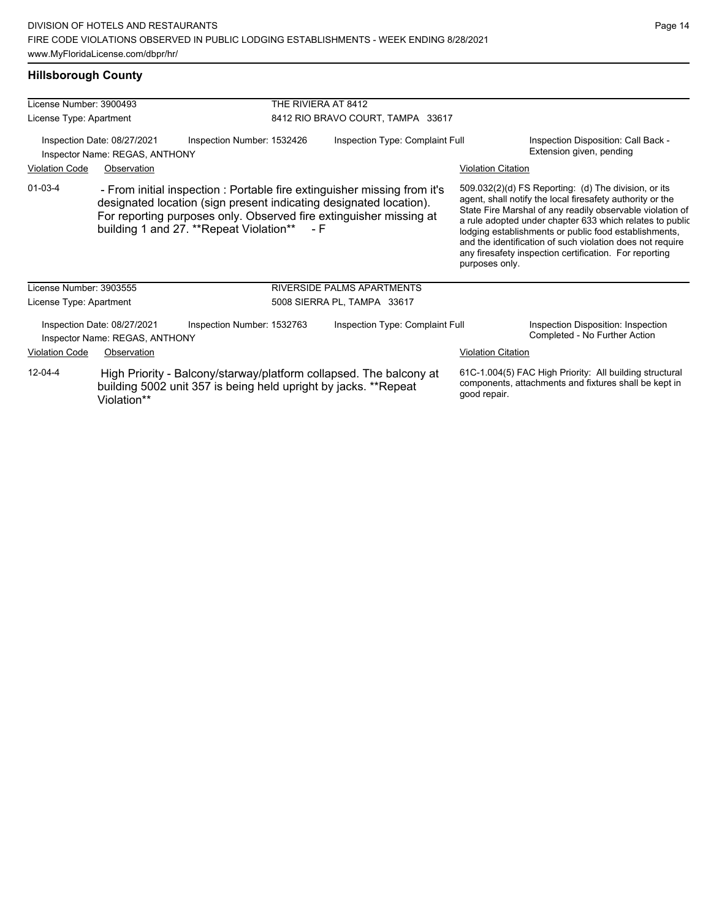## Hillsborough County

License Number: 3900493
License Type: Apartment

THE RIVIERA AT 8412
8412 RIO BRAVO COURT, TAMPA 33617

Inspection Date: 08/27/2021
Inspection Number: 1532426
Inspection Type: Complaint Full
Inspection Disposition: Call Back - Extension given, pending
Inspector Name: REGAS, ANTHONY

| Violation Code | Observation | Violation Citation |
| --- | --- | --- |
| 01-03-4 | - From initial inspection : Portable fire extinguisher missing from it's designated location (sign present indicating designated location). For reporting purposes only. Observed fire extinguisher missing at building 1 and 27. **Repeat Violation** - F | 509.032(2)(d) FS Reporting: (d) The division, or its agent, shall notify the local firesafety authority or the State Fire Marshal of any readily observable violation of a rule adopted under chapter 633 which relates to public lodging establishments or public food establishments, and the identification of such violation does not require any firesafety inspection certification. For reporting purposes only. |

License Number: 3903555
License Type: Apartment

RIVERSIDE PALMS APARTMENTS
5008 SIERRA PL, TAMPA 33617

Inspection Date: 08/27/2021
Inspection Number: 1532763
Inspection Type: Complaint Full
Inspection Disposition: Inspection Completed - No Further Action
Inspector Name: REGAS, ANTHONY

| Violation Code | Observation | Violation Citation |
| --- | --- | --- |
| 12-04-4 | High Priority - Balcony/starway/platform collapsed. The balcony at building 5002 unit 357 is being held upright by jacks. **Repeat Violation** | 61C-1.004(5) FAC High Priority: All building structural components, attachments and fixtures shall be kept in good repair. |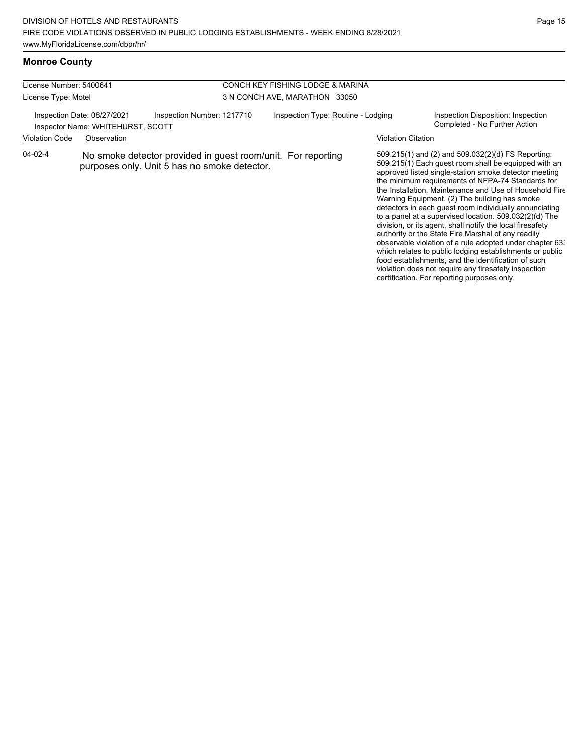## Monroe County

License Number: 5400641
License Type: Motel

CONCH KEY FISHING LODGE & MARINA
3 N CONCH AVE, MARATHON 33050

Inspection Date: 08/27/2021
Inspector Name: WHITEHURST, SCOTT
Inspection Number: 1217710
Inspection Type: Routine - Lodging
Inspection Disposition: Inspection Completed - No Further Action

| Violation Code | Observation | Violation Citation |
|---|---|---|
| 04-02-4 | No smoke detector provided in guest room/unit. For reporting purposes only. Unit 5 has no smoke detector. | 509.215(1) and (2) and 509.032(2)(d) FS Reporting: 509.215(1) Each guest room shall be equipped with an approved listed single-station smoke detector meeting the minimum requirements of NFPA-74 Standards for the Installation, Maintenance and Use of Household Fire Warning Equipment. (2) The building has smoke detectors in each guest room individually annunciating to a panel at a supervised location. 509.032(2)(d) The division, or its agent, shall notify the local firesafety authority or the State Fire Marshal of any readily observable violation of a rule adopted under chapter 633 which relates to public lodging establishments or public food establishments, and the identification of such violation does not require any firesafety inspection certification. For reporting purposes only. |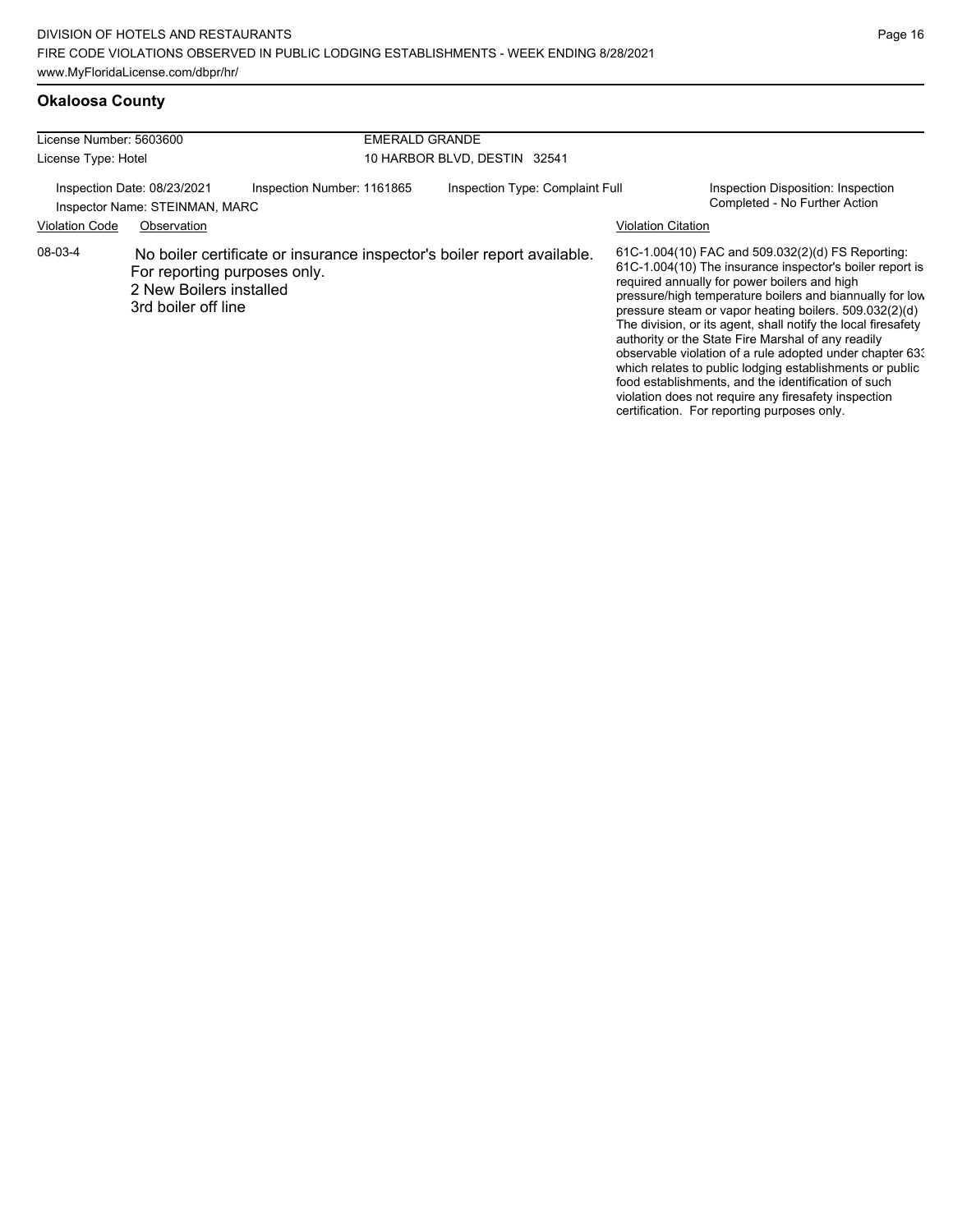## Okaloosa County

| | | |
|---|---|---|
| License Number: 5603600 | EMERALD GRANDE | |
| License Type: Hotel | 10 HARBOR BLVD, DESTIN 32541 | |

Inspection Date: 08/23/2021 | Inspection Number: 1161865 | Inspection Type: Complaint Full | Inspection Disposition: Inspection Completed - No Further Action

Inspector Name: STEINMAN, MARC

| Violation Code | Observation | Violation Citation |
|---|---|---|
| 08-03-4 | No boiler certificate or insurance inspector's boiler report available. For reporting purposes only. 2 New Boilers installed 3rd boiler off line | 61C-1.004(10) FAC and 509.032(2)(d) FS Reporting: 61C-1.004(10) The insurance inspector's boiler report is required annually for power boilers and high pressure/high temperature boilers and biannually for low pressure steam or vapor heating boilers. 509.032(2)(d) The division, or its agent, shall notify the local firesafety authority or the State Fire Marshal of any readily observable violation of a rule adopted under chapter 633 which relates to public lodging establishments or public food establishments, and the identification of such violation does not require any firesafety inspection certification. For reporting purposes only. |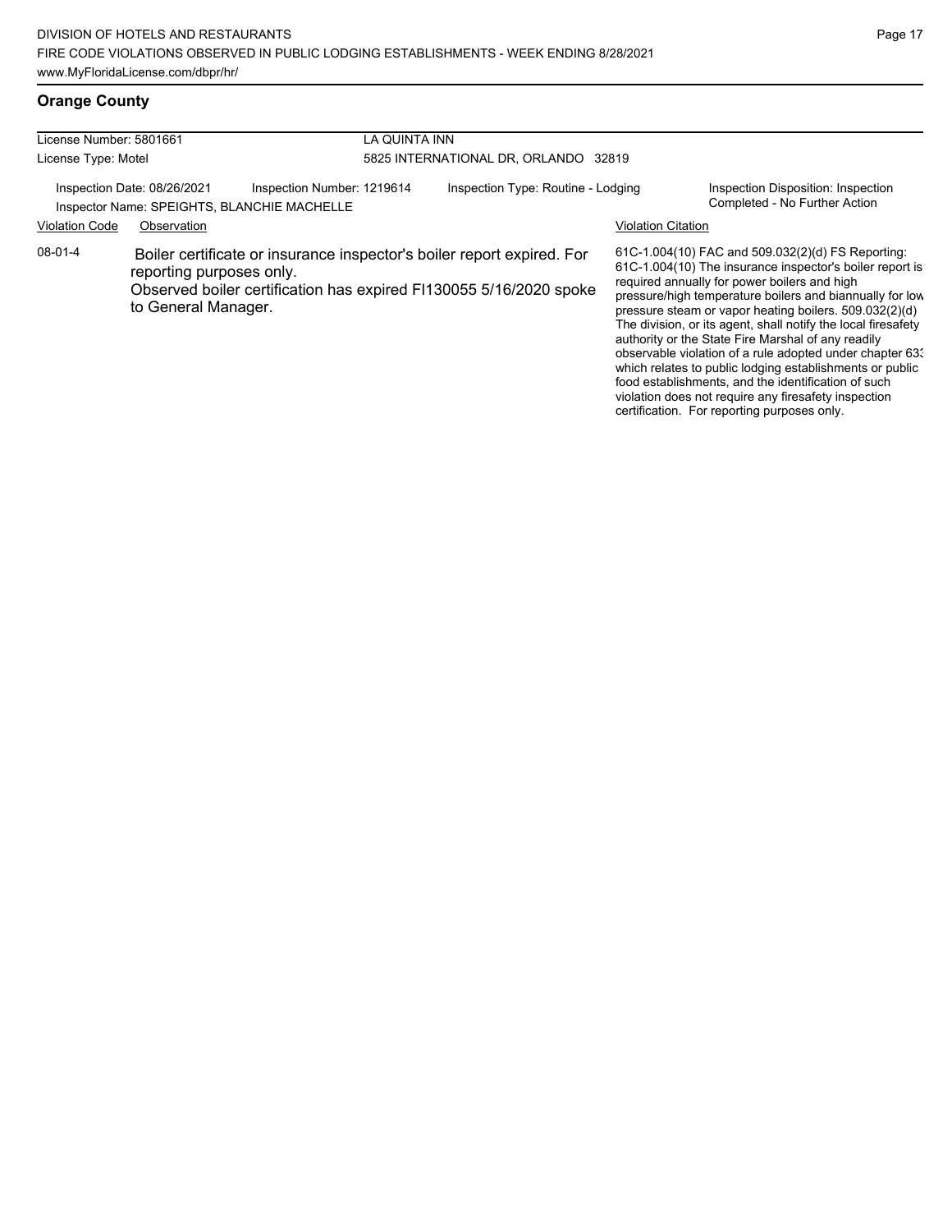## Orange County

| | |
|---|---|
| License Number: 5801661 | LA QUINTA INN |
| License Type: Motel | 5825 INTERNATIONAL DR, ORLANDO 32819 |

Inspection Date: 08/26/2021 &nbsp;&nbsp; Inspection Number: 1219614 &nbsp;&nbsp; Inspection Type: Routine - Lodging &nbsp;&nbsp; Inspection Disposition: Inspection Completed - No Further Action

Inspector Name: SPEIGHTS, BLANCHIE MACHELLE

| Violation Code | Observation | Violation Citation |
|---|---|---|
| 08-01-4 | Boiler certificate or insurance inspector's boiler report expired. For reporting purposes only. Observed boiler certification has expired FI130055 5/16/2020 spoke to General Manager. | 61C-1.004(10) FAC and 509.032(2)(d) FS Reporting: 61C-1.004(10) The insurance inspector's boiler report is required annually for power boilers and high pressure/high temperature boilers and biannually for low pressure steam or vapor heating boilers. 509.032(2)(d) The division, or its agent, shall notify the local firesafety authority or the State Fire Marshal of any readily observable violation of a rule adopted under chapter 633 which relates to public lodging establishments or public food establishments, and the identification of such violation does not require any firesafety inspection certification. For reporting purposes only. |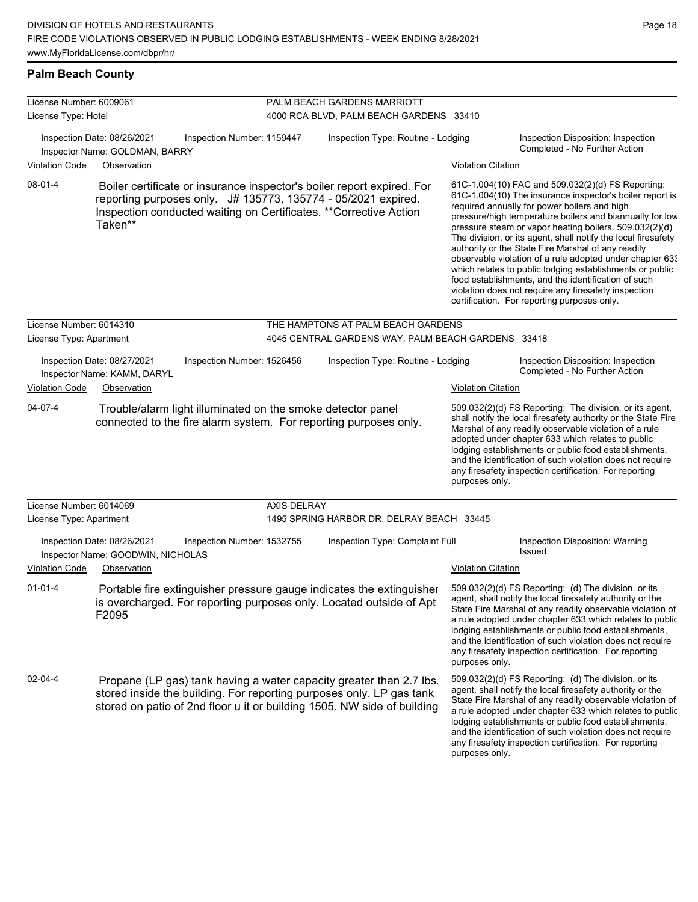## Palm Beach County

License Number: 6009061
License Type: Hotel

PALM BEACH GARDENS MARRIOTT
4000 RCA BLVD, PALM BEACH GARDENS 33410

Inspection Date: 08/26/2021
Inspector Name: GOLDMAN, BARRY
Inspection Number: 1159447
Inspection Type: Routine - Lodging
Inspection Disposition: Inspection Completed - No Further Action

| Violation Code | Observation | Violation Citation |
|---|---|---|
| 08-01-4 | Boiler certificate or insurance inspector's boiler report expired. For reporting purposes only. J# 135773, 135774 - 05/2021 expired. Inspection conducted waiting on Certificates. **Corrective Action Taken** | 61C-1.004(10) FAC and 509.032(2)(d) FS Reporting: 61C-1.004(10) The insurance inspector's boiler report is required annually for power boilers and high pressure/high temperature boilers and biannually for low pressure steam or vapor heating boilers. 509.032(2)(d) The division, or its agent, shall notify the local firesafety authority or the State Fire Marshal of any readily observable violation of a rule adopted under chapter 633 which relates to public lodging establishments or public food establishments, and the identification of such violation does not require any firesafety inspection certification. For reporting purposes only. |

License Number: 6014310
License Type: Apartment

THE HAMPTONS AT PALM BEACH GARDENS
4045 CENTRAL GARDENS WAY, PALM BEACH GARDENS 33418

Inspection Date: 08/27/2021
Inspector Name: KAMM, DARYL
Inspection Number: 1526456
Inspection Type: Routine - Lodging
Inspection Disposition: Inspection Completed - No Further Action

| Violation Code | Observation | Violation Citation |
|---|---|---|
| 04-07-4 | Trouble/alarm light illuminated on the smoke detector panel connected to the fire alarm system. For reporting purposes only. | 509.032(2)(d) FS Reporting: The division, or its agent, shall notify the local firesafety authority or the State Fire Marshal of any readily observable violation of a rule adopted under chapter 633 which relates to public lodging establishments or public food establishments, and the identification of such violation does not require any firesafety inspection certification. For reporting purposes only. |

License Number: 6014069
License Type: Apartment

AXIS DELRAY
1495 SPRING HARBOR DR, DELRAY BEACH 33445

Inspection Date: 08/26/2021
Inspector Name: GOODWIN, NICHOLAS
Inspection Number: 1532755
Inspection Type: Complaint Full
Inspection Disposition: Warning Issued

| Violation Code | Observation | Violation Citation |
|---|---|---|
| 01-01-4 | Portable fire extinguisher pressure gauge indicates the extinguisher is overcharged. For reporting purposes only. Located outside of Apt F2095 | 509.032(2)(d) FS Reporting: (d) The division, or its agent, shall notify the local firesafety authority or the State Fire Marshal of any readily observable violation of a rule adopted under chapter 633 which relates to public lodging establishments or public food establishments, and the identification of such violation does not require any firesafety inspection certification. For reporting purposes only. |
| 02-04-4 | Propane (LP gas) tank having a water capacity greater than 2.7 lbs. stored inside the building. For reporting purposes only. LP gas tank stored on patio of 2nd floor u it or building 1505. NW side of building | 509.032(2)(d) FS Reporting: (d) The division, or its agent, shall notify the local firesafety authority or the State Fire Marshal of any readily observable violation of a rule adopted under chapter 633 which relates to public lodging establishments or public food establishments, and the identification of such violation does not require any firesafety inspection certification. For reporting purposes only. |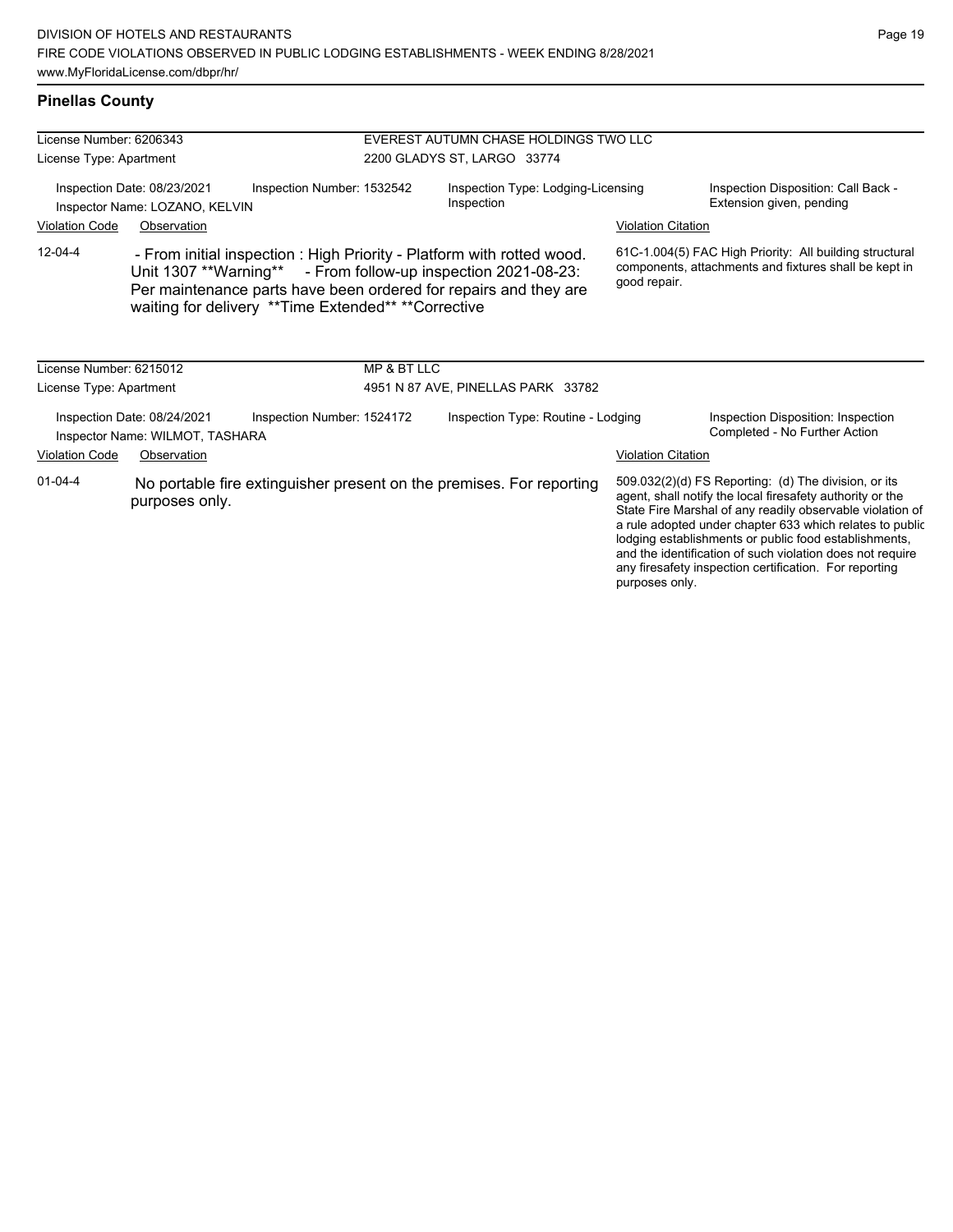## Pinellas County

License Number: 6206343
License Type: Apartment

EVEREST AUTUMN CHASE HOLDINGS TWO LLC
2200 GLADYS ST, LARGO 33774

Inspection Date: 08/23/2021
Inspector Name: LOZANO, KELVIN
Inspection Number: 1532542
Inspection Type: Lodging-Licensing Inspection
Inspection Disposition: Call Back - Extension given, pending

| Violation Code | Observation | Violation Citation |
| --- | --- | --- |
| 12-04-4 | - From initial inspection : High Priority - Platform with rotted wood. Unit 1307 **Warning** - From follow-up inspection 2021-08-23: Per maintenance parts have been ordered for repairs and they are waiting for delivery **Time Extended** **Corrective | 61C-1.004(5) FAC High Priority: All building structural components, attachments and fixtures shall be kept in good repair. |

License Number: 6215012
License Type: Apartment

MP & BT LLC
4951 N 87 AVE, PINELLAS PARK 33782

Inspection Date: 08/24/2021
Inspector Name: WILMOT, TASHARA
Inspection Number: 1524172
Inspection Type: Routine - Lodging
Inspection Disposition: Inspection Completed - No Further Action

| Violation Code | Observation | Violation Citation |
| --- | --- | --- |
| 01-04-4 | No portable fire extinguisher present on the premises. For reporting purposes only. | 509.032(2)(d) FS Reporting: (d) The division, or its agent, shall notify the local firesafety authority or the State Fire Marshal of any readily observable violation of a rule adopted under chapter 633 which relates to public lodging establishments or public food establishments, and the identification of such violation does not require any firesafety inspection certification. For reporting purposes only. |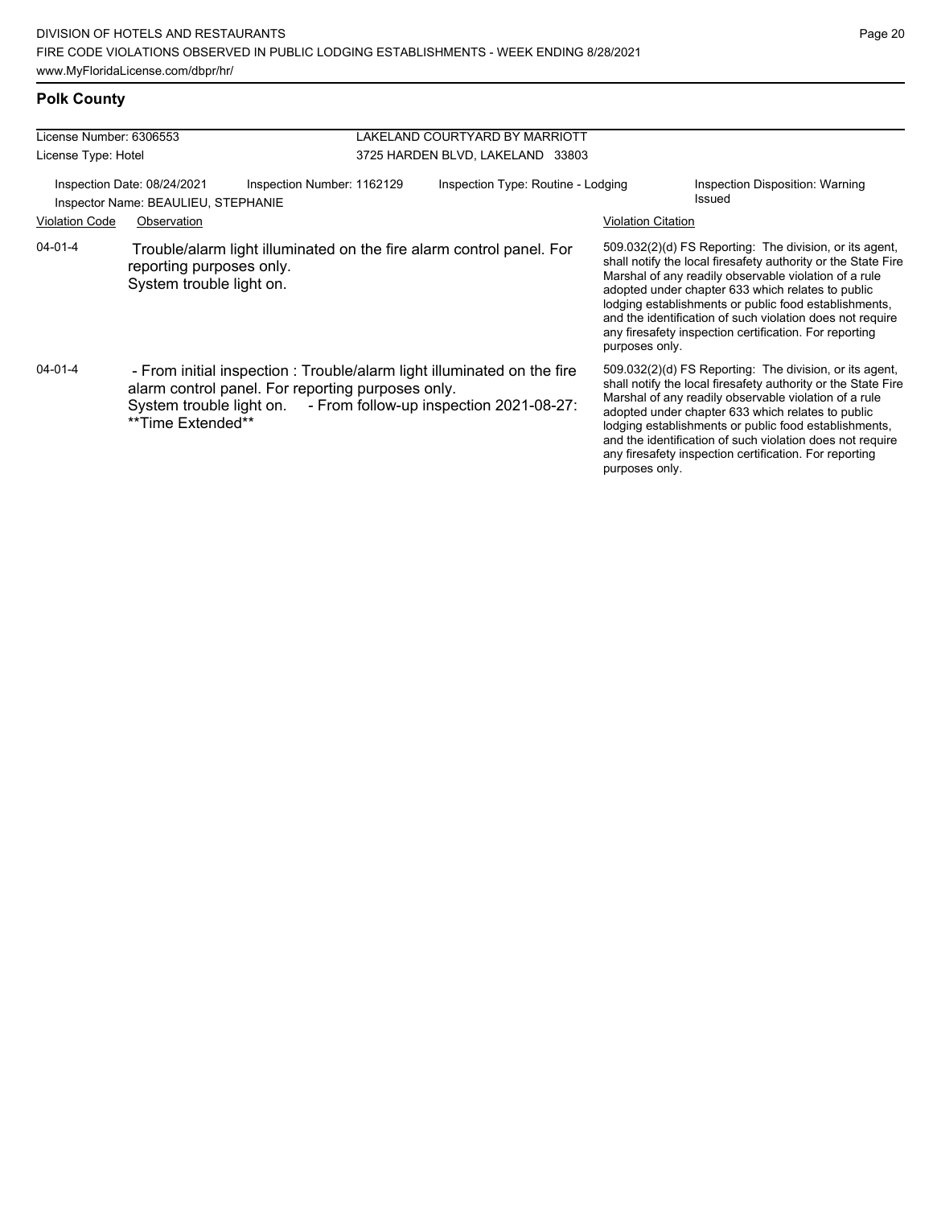## Polk County

| License Number: 6306553 | LAKELAND COURTYARD BY MARRIOTT |
|---|---|
| License Type: Hotel | 3725 HARDEN BLVD, LAKELAND 33803 |

Inspection Date: 08/24/2021 | Inspection Number: 1162129 | Inspection Type: Routine - Lodging | Inspection Disposition: Warning Issued

Inspector Name: BEAULIEU, STEPHANIE

| Violation Code | Observation | Violation Citation |
|---|---|---|
| 04-01-4 | Trouble/alarm light illuminated on the fire alarm control panel. For reporting purposes only. System trouble light on. | 509.032(2)(d) FS Reporting: The division, or its agent, shall notify the local firesafety authority or the State Fire Marshal of any readily observable violation of a rule adopted under chapter 633 which relates to public lodging establishments or public food establishments, and the identification of such violation does not require any firesafety inspection certification. For reporting purposes only. |
| 04-01-4 | - From initial inspection : Trouble/alarm light illuminated on the fire alarm control panel. For reporting purposes only. System trouble light on. - From follow-up inspection 2021-08-27: **Time Extended** | 509.032(2)(d) FS Reporting: The division, or its agent, shall notify the local firesafety authority or the State Fire Marshal of any readily observable violation of a rule adopted under chapter 633 which relates to public lodging establishments or public food establishments, and the identification of such violation does not require any firesafety inspection certification. For reporting purposes only. |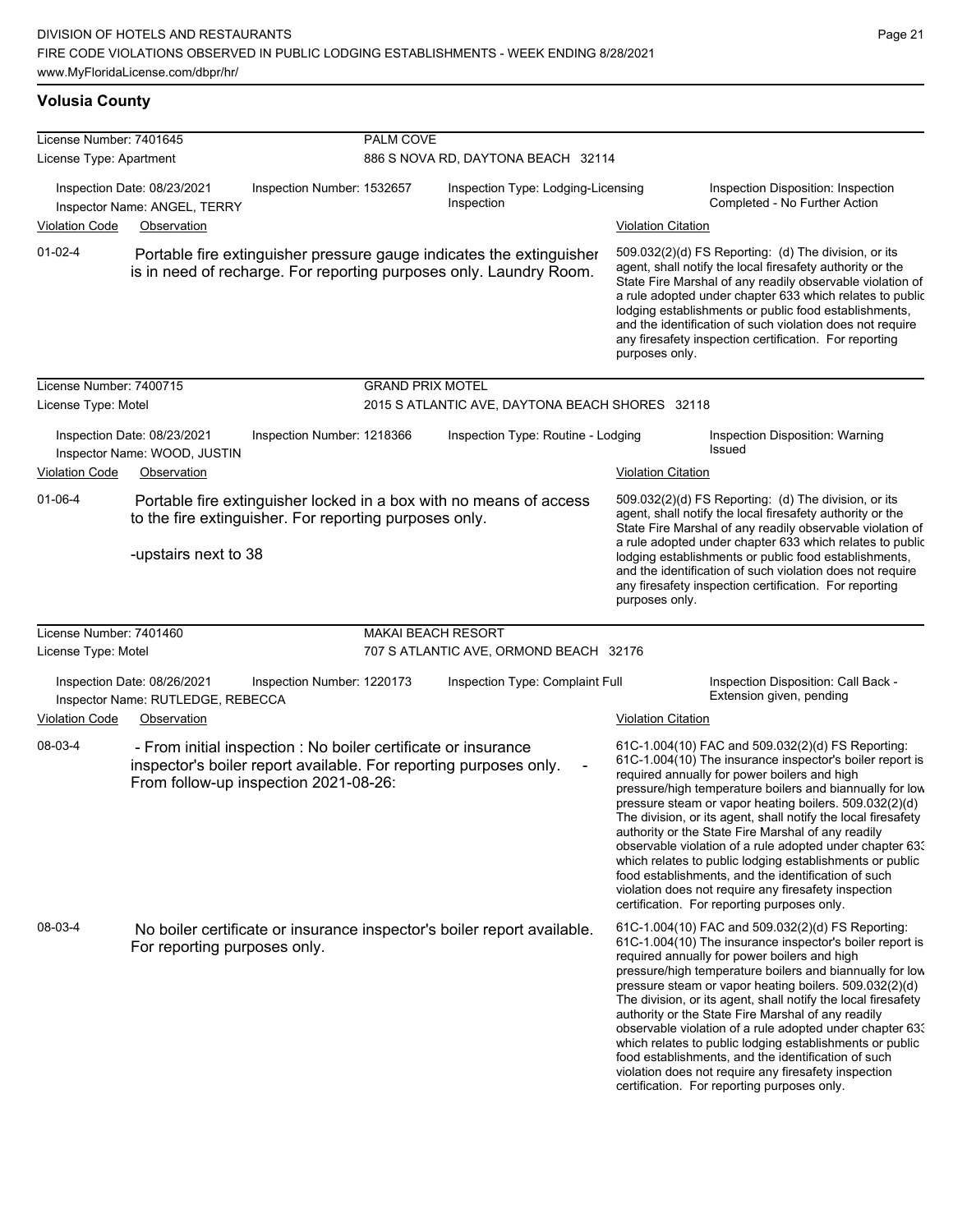# Volusia County

**License Number:** 7401645 — **PALM COVE**
**License Type:** Apartment — 886 S NOVA RD, DAYTONA BEACH 32114

Inspection Date: 08/23/2021 | Inspection Number: 1532657 | Inspection Type: Lodging-Licensing Inspection | Inspection Disposition: Inspection Completed - No Further Action
Inspector Name: ANGEL, TERRY

| Violation Code | Observation | Violation Citation |
|---|---|---|
| 01-02-4 | Portable fire extinguisher pressure gauge indicates the extinguisher is in need of recharge. For reporting purposes only. Laundry Room. | 509.032(2)(d) FS Reporting: (d) The division, or its agent, shall notify the local firesafety authority or the State Fire Marshal of any readily observable violation of a rule adopted under chapter 633 which relates to public lodging establishments or public food establishments, and the identification of such violation does not require any firesafety inspection certification. For reporting purposes only. |

**License Number:** 7400715 — **GRAND PRIX MOTEL**
**License Type:** Motel — 2015 S ATLANTIC AVE, DAYTONA BEACH SHORES 32118

Inspection Date: 08/23/2021 | Inspection Number: 1218366 | Inspection Type: Routine - Lodging | Inspection Disposition: Warning Issued
Inspector Name: WOOD, JUSTIN

| Violation Code | Observation | Violation Citation |
|---|---|---|
| 01-06-4 | Portable fire extinguisher locked in a box with no means of access to the fire extinguisher. For reporting purposes only.<br><br>-upstairs next to 38 | 509.032(2)(d) FS Reporting: (d) The division, or its agent, shall notify the local firesafety authority or the State Fire Marshal of any readily observable violation of a rule adopted under chapter 633 which relates to public lodging establishments or public food establishments, and the identification of such violation does not require any firesafety inspection certification. For reporting purposes only. |

**License Number:** 7401460 — **MAKAI BEACH RESORT**
**License Type:** Motel — 707 S ATLANTIC AVE, ORMOND BEACH 32176

Inspection Date: 08/26/2021 | Inspection Number: 1220173 | Inspection Type: Complaint Full | Inspection Disposition: Call Back - Extension given, pending
Inspector Name: RUTLEDGE, REBECCA

| Violation Code | Observation | Violation Citation |
|---|---|---|
| 08-03-4 | - From initial inspection : No boiler certificate or insurance inspector's boiler report available. For reporting purposes only. - From follow-up inspection 2021-08-26: | 61C-1.004(10) FAC and 509.032(2)(d) FS Reporting: 61C-1.004(10) The insurance inspector's boiler report is required annually for power boilers and high pressure/high temperature boilers and biannually for low pressure steam or vapor heating boilers. 509.032(2)(d) The division, or its agent, shall notify the local firesafety authority or the State Fire Marshal of any readily observable violation of a rule adopted under chapter 633 which relates to public lodging establishments or public food establishments, and the identification of such violation does not require any firesafety inspection certification. For reporting purposes only. |
| 08-03-4 | No boiler certificate or insurance inspector's boiler report available. For reporting purposes only. | 61C-1.004(10) FAC and 509.032(2)(d) FS Reporting: 61C-1.004(10) The insurance inspector's boiler report is required annually for power boilers and high pressure/high temperature boilers and biannually for low pressure steam or vapor heating boilers. 509.032(2)(d) The division, or its agent, shall notify the local firesafety authority or the State Fire Marshal of any readily observable violation of a rule adopted under chapter 633 which relates to public lodging establishments or public food establishments, and the identification of such violation does not require any firesafety inspection certification. For reporting purposes only. |